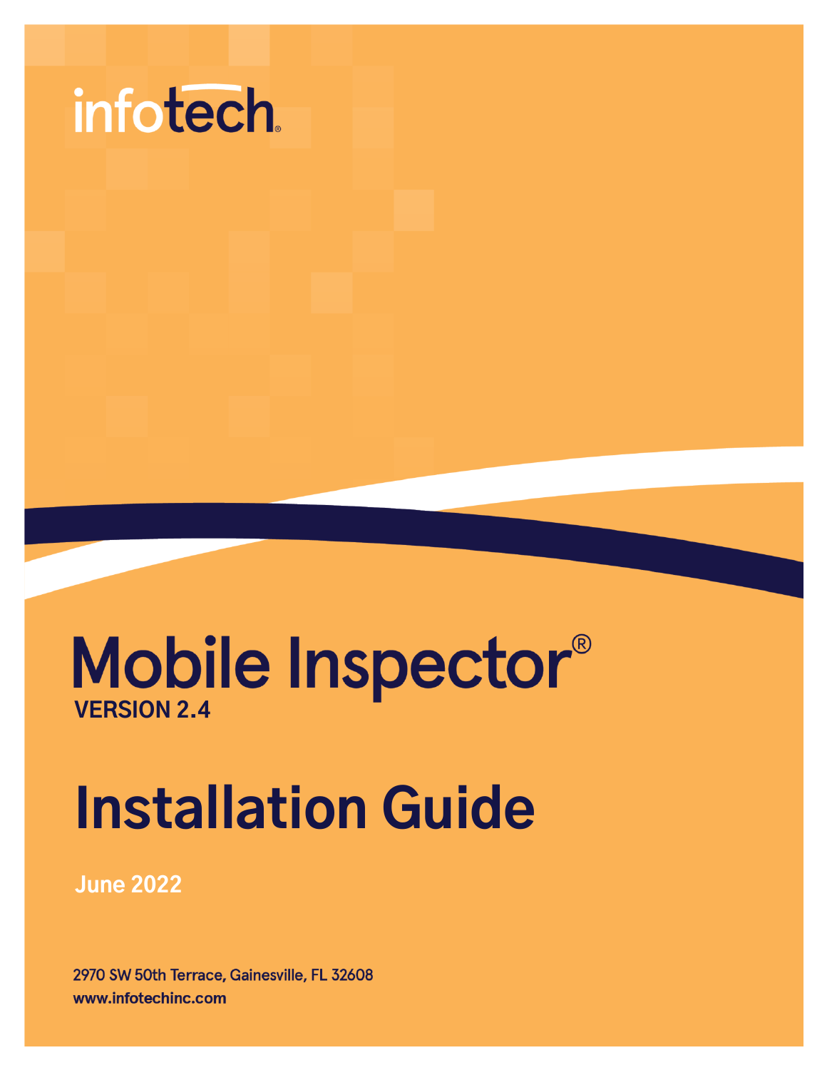infotech®

# Mobile Inspector®

**VERSION 2.4**

# Installation Guide

**June 2022**

2970 SW 50th Terrace, Gainesville, FL 32608

**www.infotechinc.com**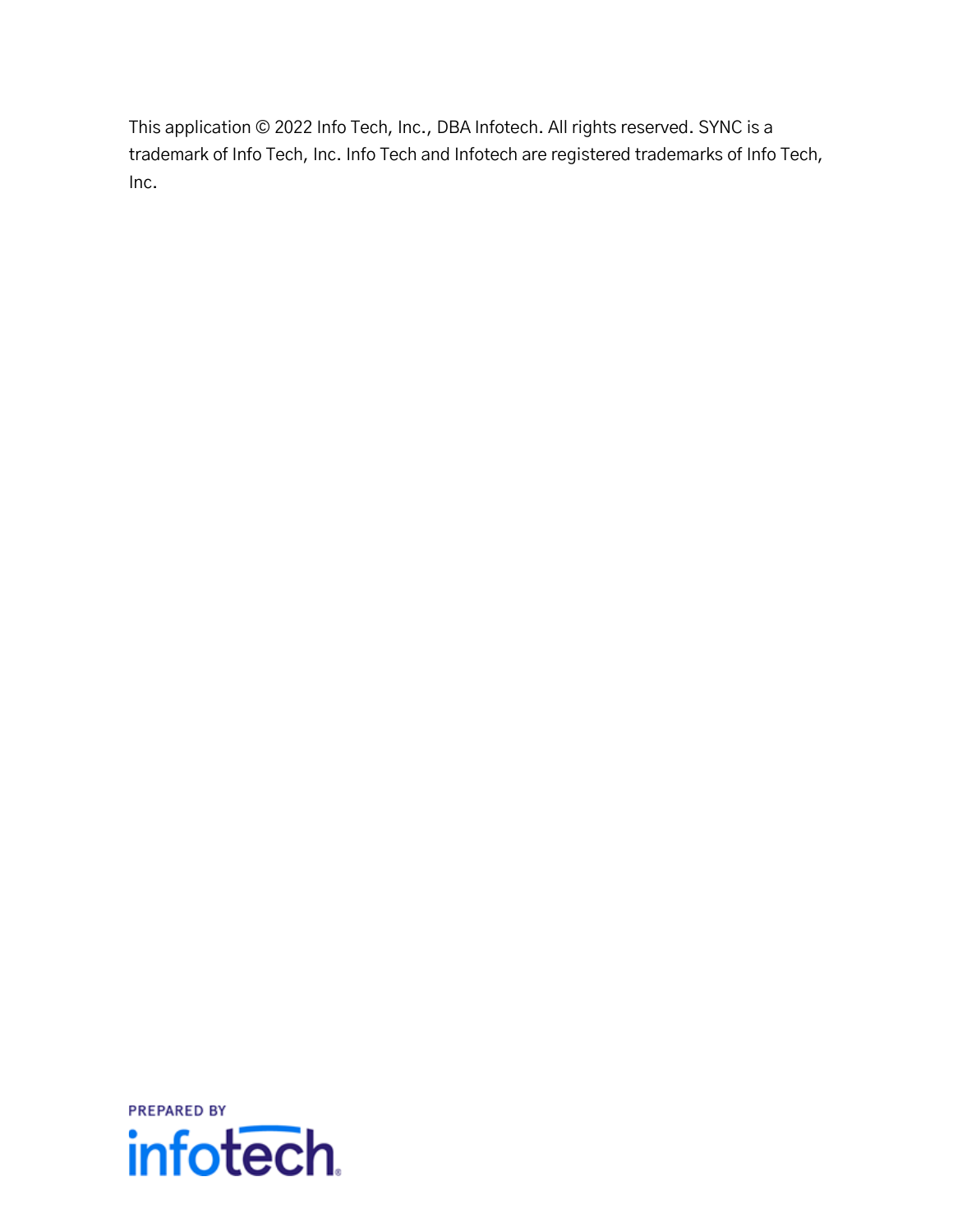This application © 2022 Info Tech, Inc., DBA Infotech. All rights reserved. SYNC is a trademark of Info Tech, Inc. Info Tech and Infotech are registered trademarks of Info Tech, Inc.

PREPARED BY

infotech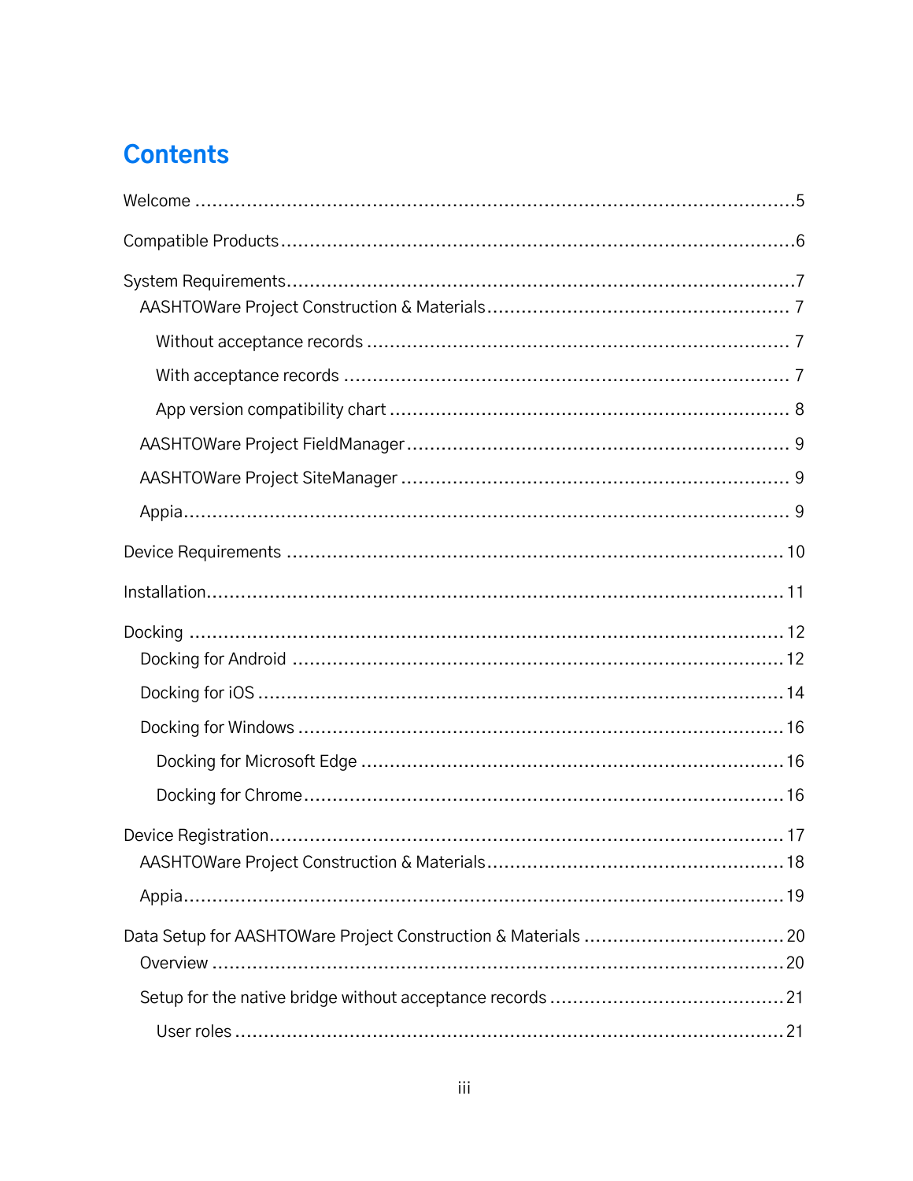# Contents

- Welcome ..... 5
- Compatible Products ..... 6
- System Requirements ..... 7
  - AASHTOWare Project Construction & Materials ..... 7
    - Without acceptance records ..... 7
    - With acceptance records ..... 7
    - App version compatibility chart ..... 8
  - AASHTOWare Project FieldManager ..... 9
  - AASHTOWare Project SiteManager ..... 9
  - Appia ..... 9
- Device Requirements ..... 10
- Installation ..... 11
- Docking ..... 12
  - Docking for Android ..... 12
  - Docking for iOS ..... 14
  - Docking for Windows ..... 16
    - Docking for Microsoft Edge ..... 16
    - Docking for Chrome ..... 16
- Device Registration ..... 17
  - AASHTOWare Project Construction & Materials ..... 18
  - Appia ..... 19
- Data Setup for AASHTOWare Project Construction & Materials ..... 20
  - Overview ..... 20
  - Setup for the native bridge without acceptance records ..... 21
    - User roles ..... 21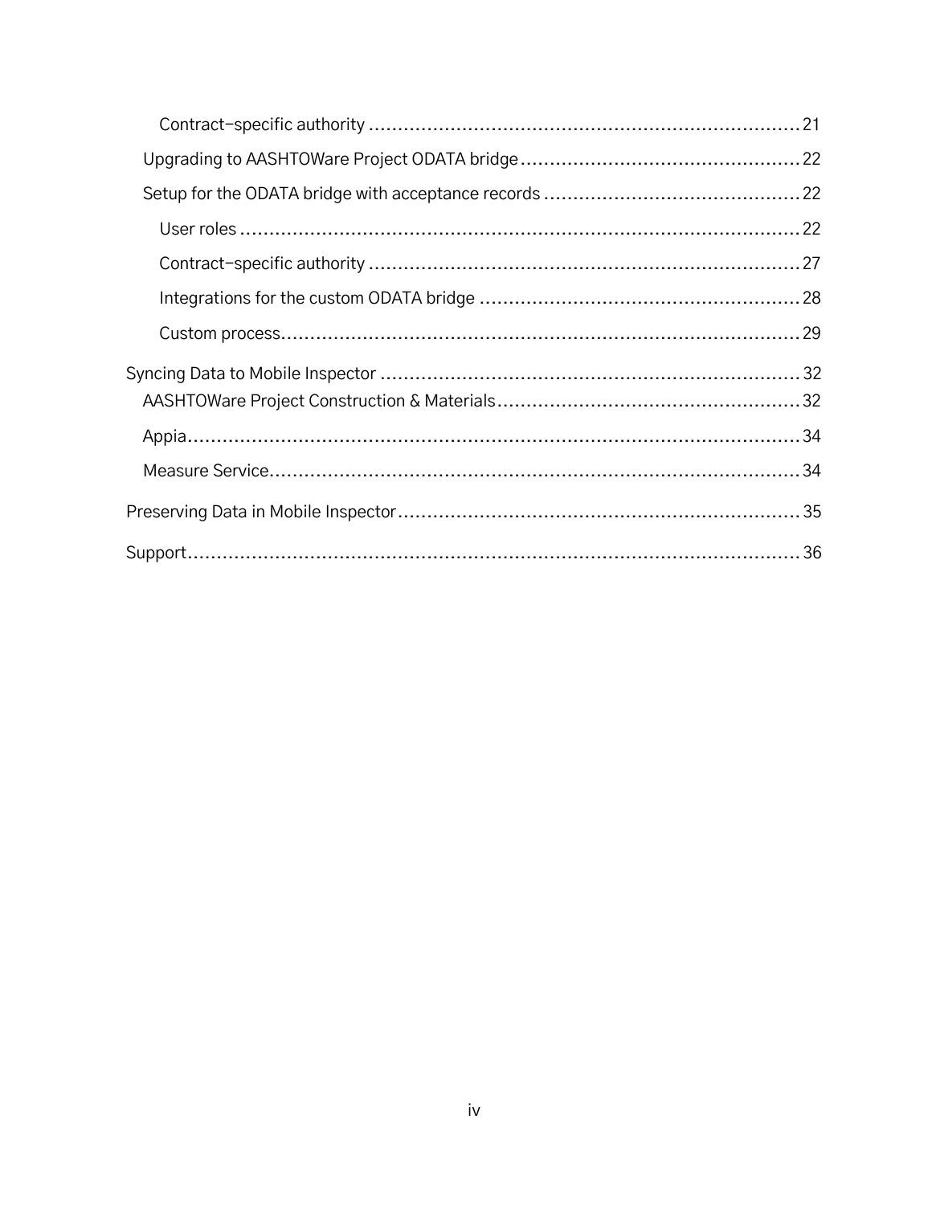Contract-specific authority ........................................................................ 21

Upgrading to AASHTOWare Project ODATA bridge ................................................ 22

Setup for the ODATA bridge with acceptance records ........................................... 22

User roles ................................................................................................ 22

Contract-specific authority ........................................................................ 27

Integrations for the custom ODATA bridge ...................................................... 28

Custom process.......................................................................................... 29

Syncing Data to Mobile Inspector ........................................................................ 32

AASHTOWare Project Construction & Materials.................................................... 32

Appia........................................................................................................... 34

Measure Service............................................................................................ 34

Preserving Data in Mobile Inspector..................................................................... 35

Support......................................................................................................... 36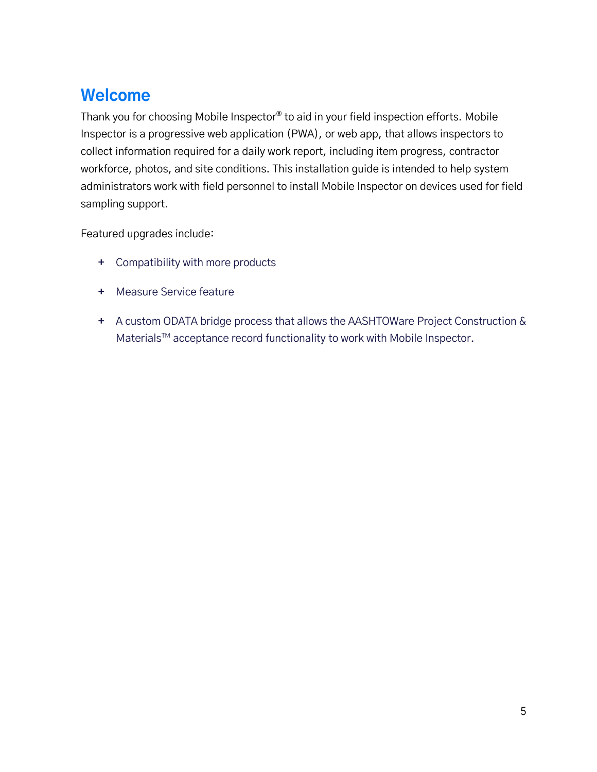# Welcome

Thank you for choosing Mobile Inspector® to aid in your field inspection efforts. Mobile Inspector is a progressive web application (PWA), or web app, that allows inspectors to collect information required for a daily work report, including item progress, contractor workforce, photos, and site conditions. This installation guide is intended to help system administrators work with field personnel to install Mobile Inspector on devices used for field sampling support.

Featured upgrades include:

- Compatibility with more products
- Measure Service feature
- A custom ODATA bridge process that allows the AASHTOWare Project Construction & Materials™ acceptance record functionality to work with Mobile Inspector.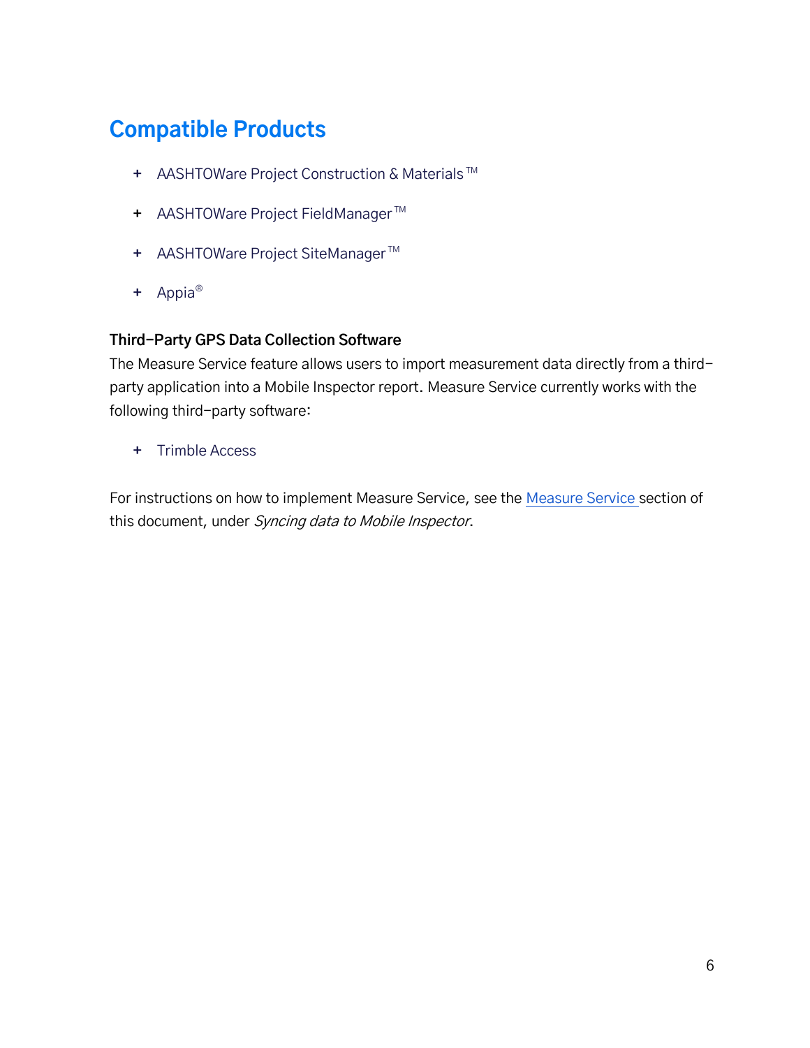# Compatible Products

- AASHTOWare Project Construction & Materials™
- AASHTOWare Project FieldManager™
- AASHTOWare Project SiteManager™
- Appia®

### Third-Party GPS Data Collection Software

The Measure Service feature allows users to import measurement data directly from a third-party application into a Mobile Inspector report. Measure Service currently works with the following third-party software:

- Trimble Access

For instructions on how to implement Measure Service, see the Measure Service section of this document, under *Syncing data to Mobile Inspector*.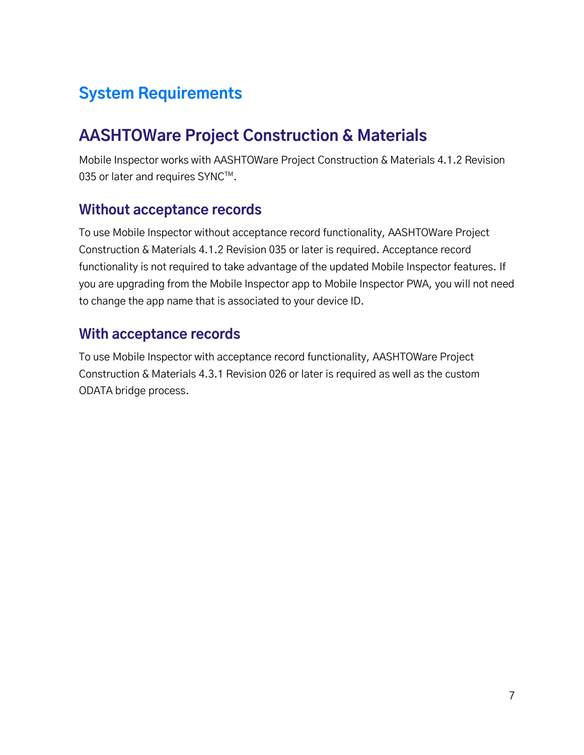# System Requirements

## AASHTOWare Project Construction & Materials

Mobile Inspector works with AASHTOWare Project Construction & Materials 4.1.2 Revision 035 or later and requires SYNC™.

### Without acceptance records

To use Mobile Inspector without acceptance record functionality, AASHTOWare Project Construction & Materials 4.1.2 Revision 035 or later is required. Acceptance record functionality is not required to take advantage of the updated Mobile Inspector features. If you are upgrading from the Mobile Inspector app to Mobile Inspector PWA, you will not need to change the app name that is associated to your device ID.

### With acceptance records

To use Mobile Inspector with acceptance record functionality, AASHTOWare Project Construction & Materials 4.3.1 Revision 026 or later is required as well as the custom ODATA bridge process.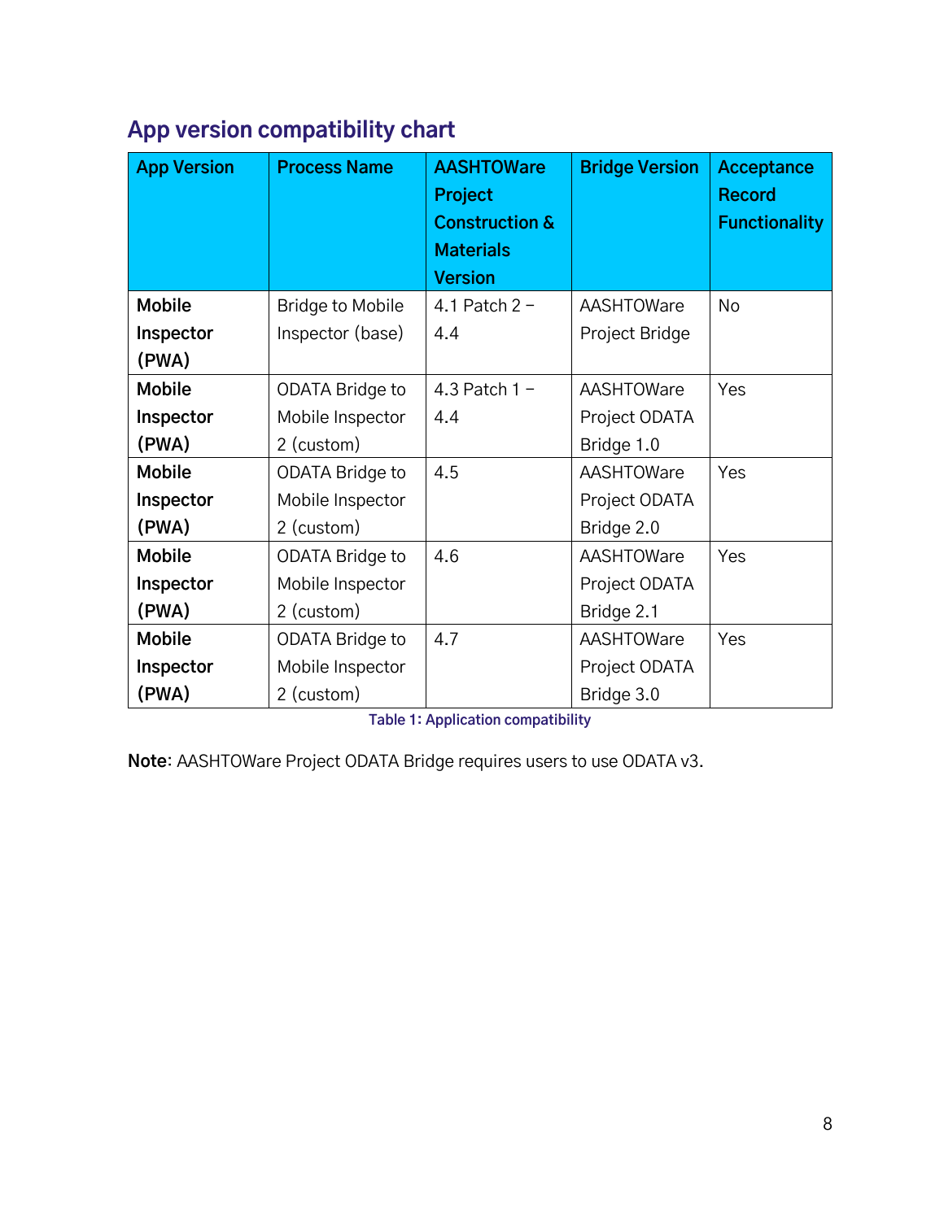## App version compatibility chart

| App Version | Process Name | AASHTOWare Project Construction & Materials Version | Bridge Version | Acceptance Record Functionality |
|---|---|---|---|---|
| **Mobile Inspector (PWA)** | Bridge to Mobile Inspector (base) | 4.1 Patch 2 – 4.4 | AASHTOWare Project Bridge | No |
| **Mobile Inspector (PWA)** | ODATA Bridge to Mobile Inspector 2 (custom) | 4.3 Patch 1 – 4.4 | AASHTOWare Project ODATA Bridge 1.0 | Yes |
| **Mobile Inspector (PWA)** | ODATA Bridge to Mobile Inspector 2 (custom) | 4.5 | AASHTOWare Project ODATA Bridge 2.0 | Yes |
| **Mobile Inspector (PWA)** | ODATA Bridge to Mobile Inspector 2 (custom) | 4.6 | AASHTOWare Project ODATA Bridge 2.1 | Yes |
| **Mobile Inspector (PWA)** | ODATA Bridge to Mobile Inspector 2 (custom) | 4.7 | AASHTOWare Project ODATA Bridge 3.0 | Yes |

Table 1: Application compatibility

**Note**: AASHTOWare Project ODATA Bridge requires users to use ODATA v3.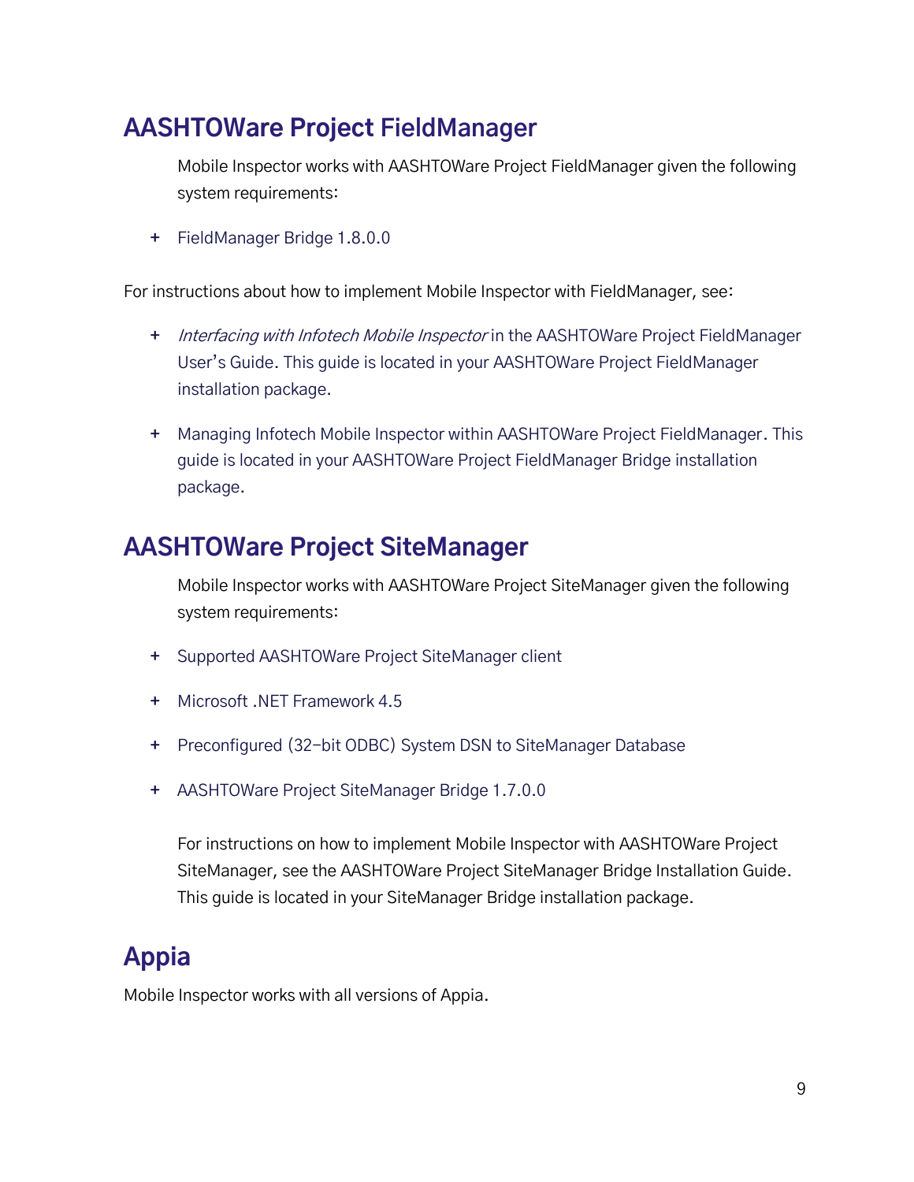## AASHTOWare Project FieldManager

Mobile Inspector works with AASHTOWare Project FieldManager given the following system requirements:

- FieldManager Bridge 1.8.0.0

For instructions about how to implement Mobile Inspector with FieldManager, see:

- *Interfacing with Infotech Mobile Inspector* in the AASHTOWare Project FieldManager User's Guide. This guide is located in your AASHTOWare Project FieldManager installation package.
- Managing Infotech Mobile Inspector within AASHTOWare Project FieldManager. This guide is located in your AASHTOWare Project FieldManager Bridge installation package.

## AASHTOWare Project SiteManager

Mobile Inspector works with AASHTOWare Project SiteManager given the following system requirements:

- Supported AASHTOWare Project SiteManager client
- Microsoft .NET Framework 4.5
- Preconfigured (32-bit ODBC) System DSN to SiteManager Database
- AASHTOWare Project SiteManager Bridge 1.7.0.0

For instructions on how to implement Mobile Inspector with AASHTOWare Project SiteManager, see the AASHTOWare Project SiteManager Bridge Installation Guide. This guide is located in your SiteManager Bridge installation package.

## Appia

Mobile Inspector works with all versions of Appia.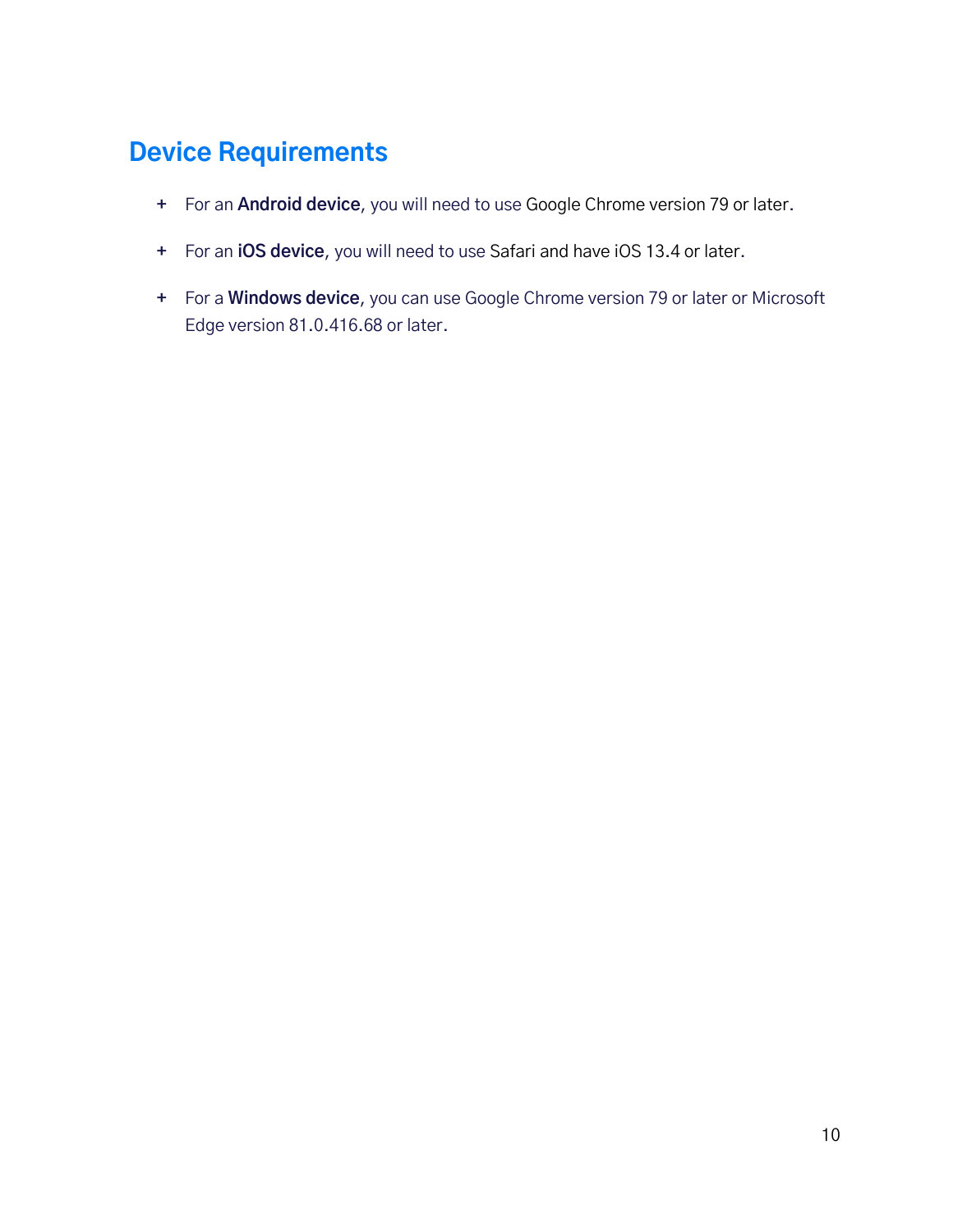## Device Requirements

- For an **Android device**, you will need to use Google Chrome version 79 or later.
- For an **iOS device**, you will need to use Safari and have iOS 13.4 or later.
- For a **Windows device**, you can use Google Chrome version 79 or later or Microsoft Edge version 81.0.416.68 or later.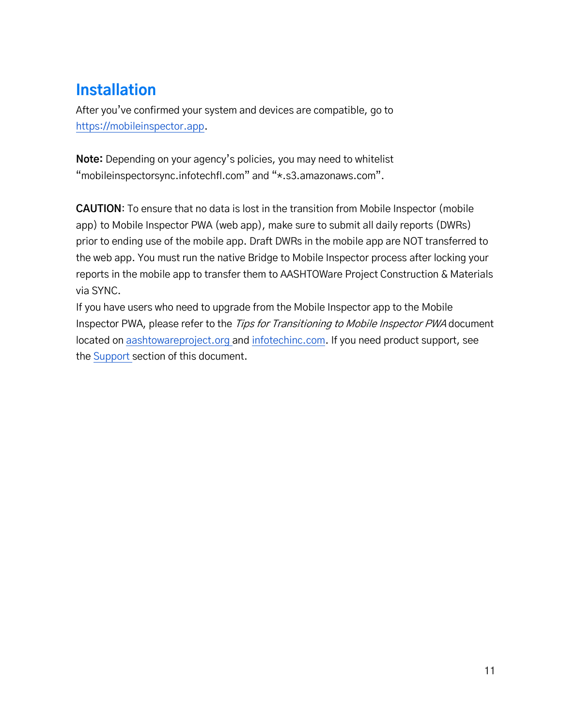# Installation

After you've confirmed your system and devices are compatible, go to [https://mobileinspector.app](https://mobileinspector.app).

**Note:** Depending on your agency's policies, you may need to whitelist "mobileinspectorsync.infotechfl.com" and "*.s3.amazonaws.com".

**CAUTION**: To ensure that no data is lost in the transition from Mobile Inspector (mobile app) to Mobile Inspector PWA (web app), make sure to submit all daily reports (DWRs) prior to ending use of the mobile app. Draft DWRs in the mobile app are NOT transferred to the web app. You must run the native Bridge to Mobile Inspector process after locking your reports in the mobile app to transfer them to AASHTOWare Project Construction & Materials via SYNC.

If you have users who need to upgrade from the Mobile Inspector app to the Mobile Inspector PWA, please refer to the *Tips for Transitioning to Mobile Inspector PWA* document located on aashtowareproject.org and infotechinc.com. If you need product support, see the Support section of this document.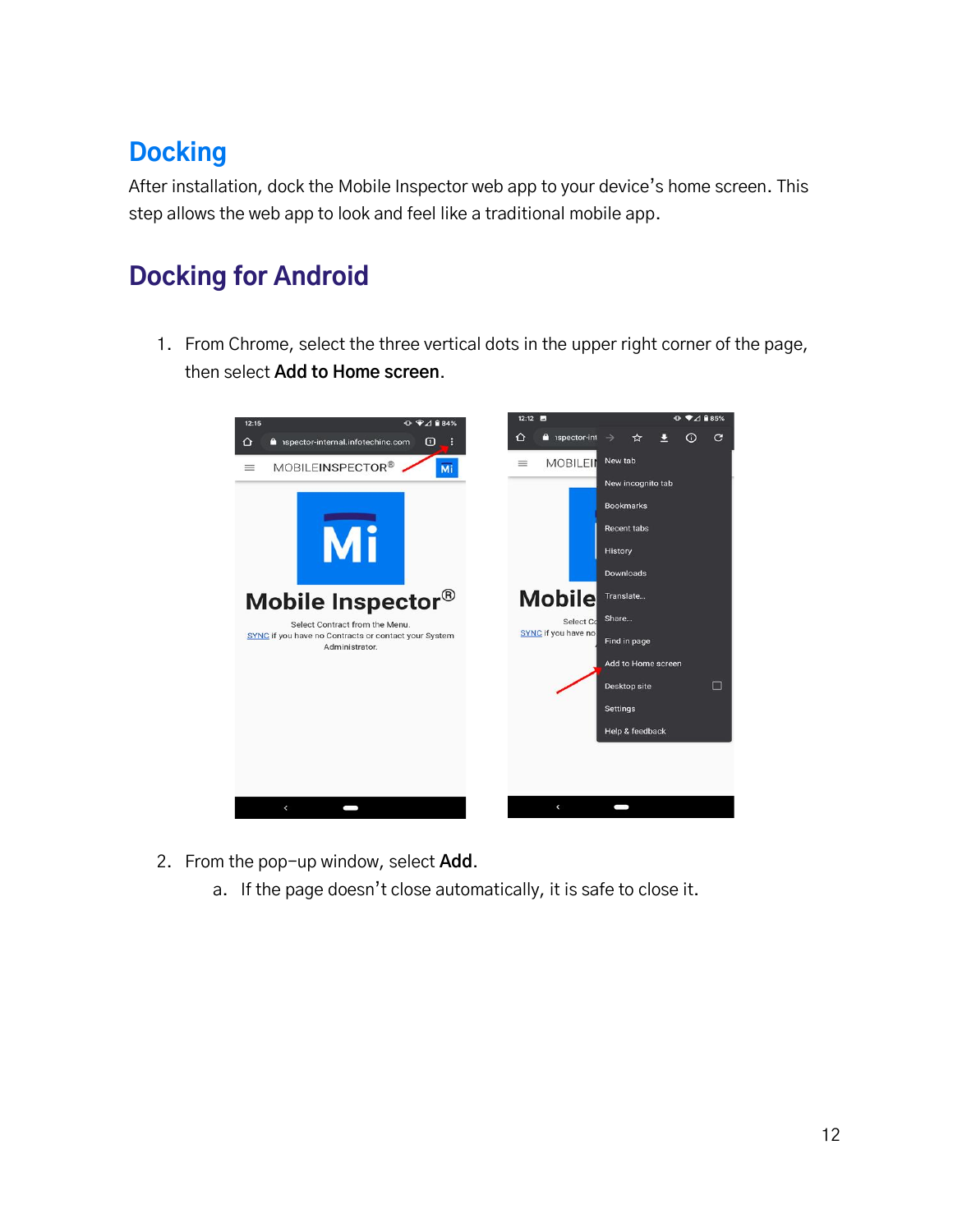# Docking

After installation, dock the Mobile Inspector web app to your device's home screen. This step allows the web app to look and feel like a traditional mobile app.

## Docking for Android

1. From Chrome, select the three vertical dots in the upper right corner of the page, then select **Add to Home screen**.

2. From the pop-up window, select **Add**.
   a. If the page doesn't close automatically, it is safe to close it.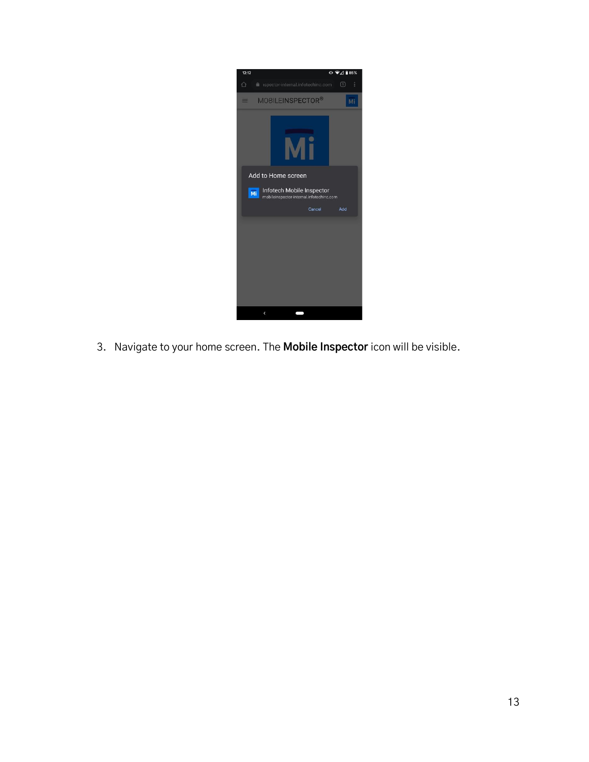3. Navigate to your home screen. The **Mobile Inspector** icon will be visible.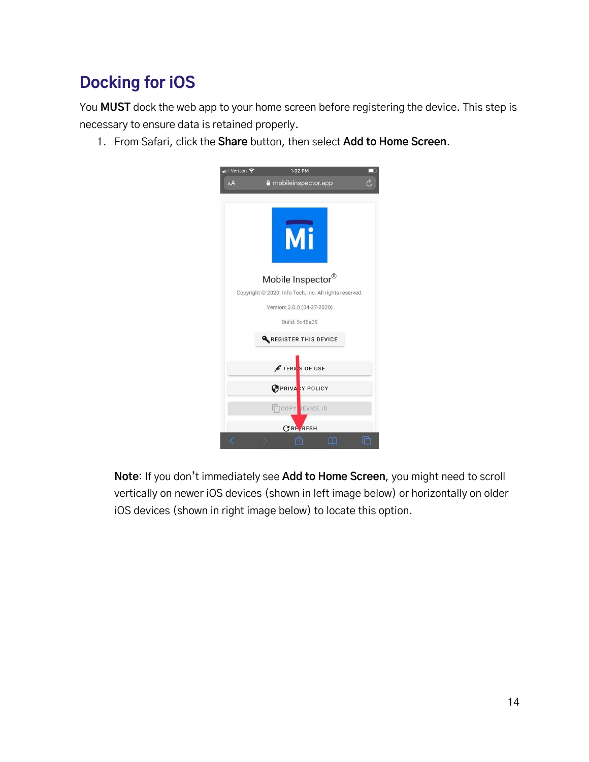# Docking for iOS

You **MUST** dock the web app to your home screen before registering the device. This step is necessary to ensure data is retained properly.

1. From Safari, click the **Share** button, then select **Add to Home Screen**.

**Note**: If you don't immediately see **Add to Home Screen**, you might need to scroll vertically on newer iOS devices (shown in left image below) or horizontally on older iOS devices (shown in right image below) to locate this option.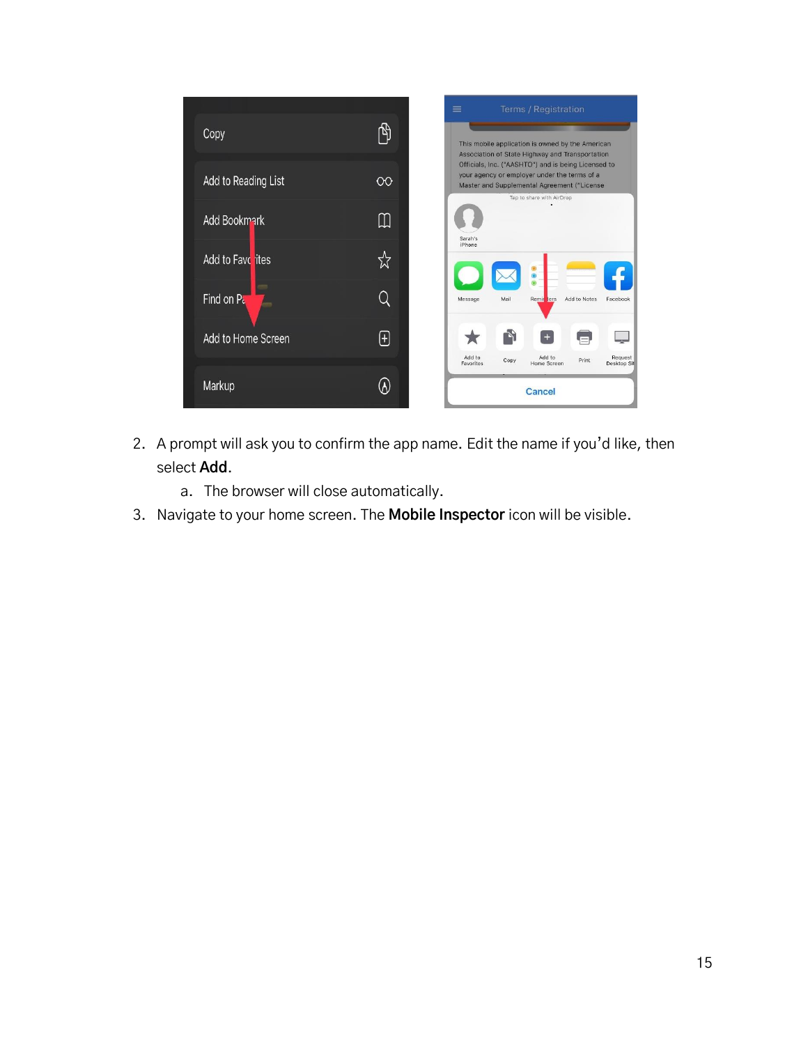2. A prompt will ask you to confirm the app name. Edit the name if you'd like, then select **Add**.
   a. The browser will close automatically.
3. Navigate to your home screen. The **Mobile Inspector** icon will be visible.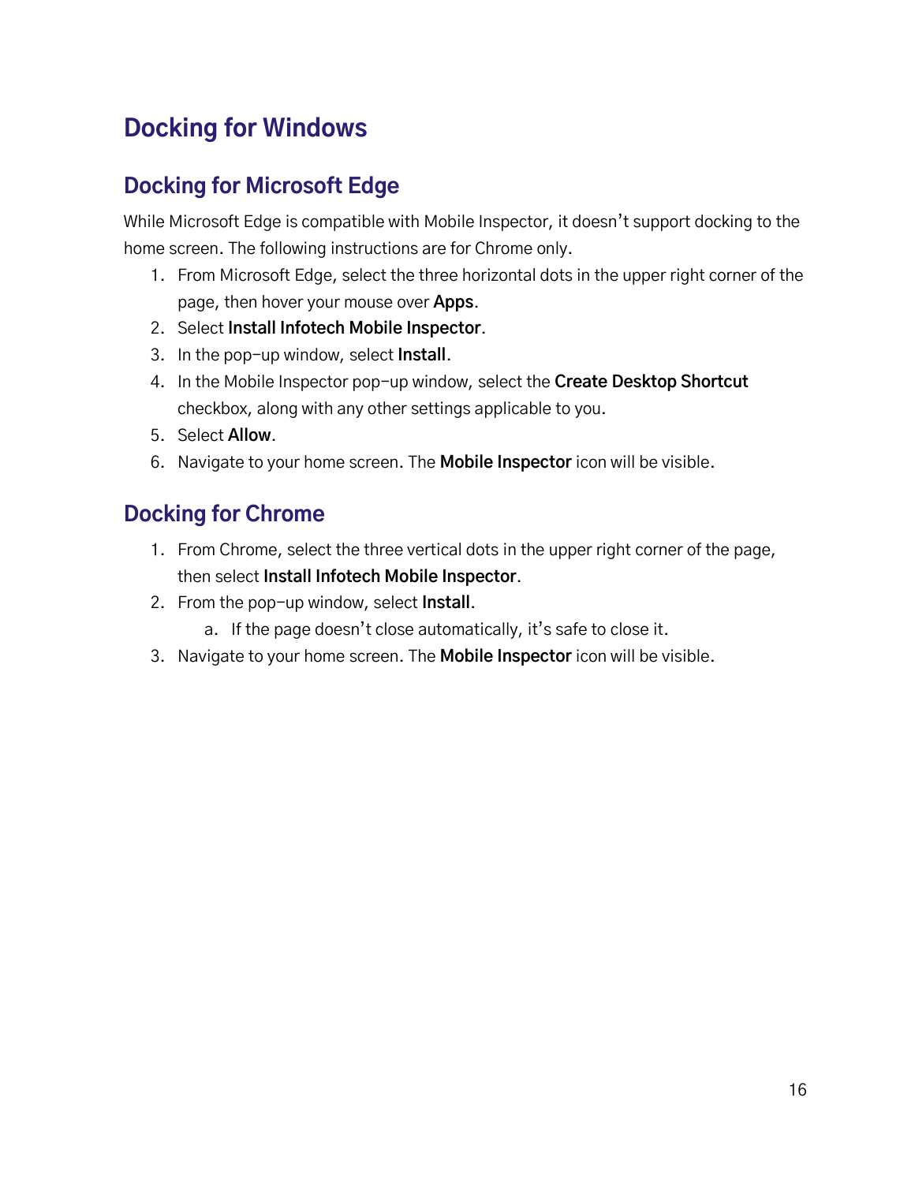# Docking for Windows

## Docking for Microsoft Edge

While Microsoft Edge is compatible with Mobile Inspector, it doesn't support docking to the home screen. The following instructions are for Chrome only.

1. From Microsoft Edge, select the three horizontal dots in the upper right corner of the page, then hover your mouse over **Apps**.
2. Select **Install Infotech Mobile Inspector**.
3. In the pop-up window, select **Install**.
4. In the Mobile Inspector pop-up window, select the **Create Desktop Shortcut** checkbox, along with any other settings applicable to you.
5. Select **Allow**.
6. Navigate to your home screen. The **Mobile Inspector** icon will be visible.

## Docking for Chrome

1. From Chrome, select the three vertical dots in the upper right corner of the page, then select **Install Infotech Mobile Inspector**.
2. From the pop-up window, select **Install**.
   a. If the page doesn't close automatically, it's safe to close it.
3. Navigate to your home screen. The **Mobile Inspector** icon will be visible.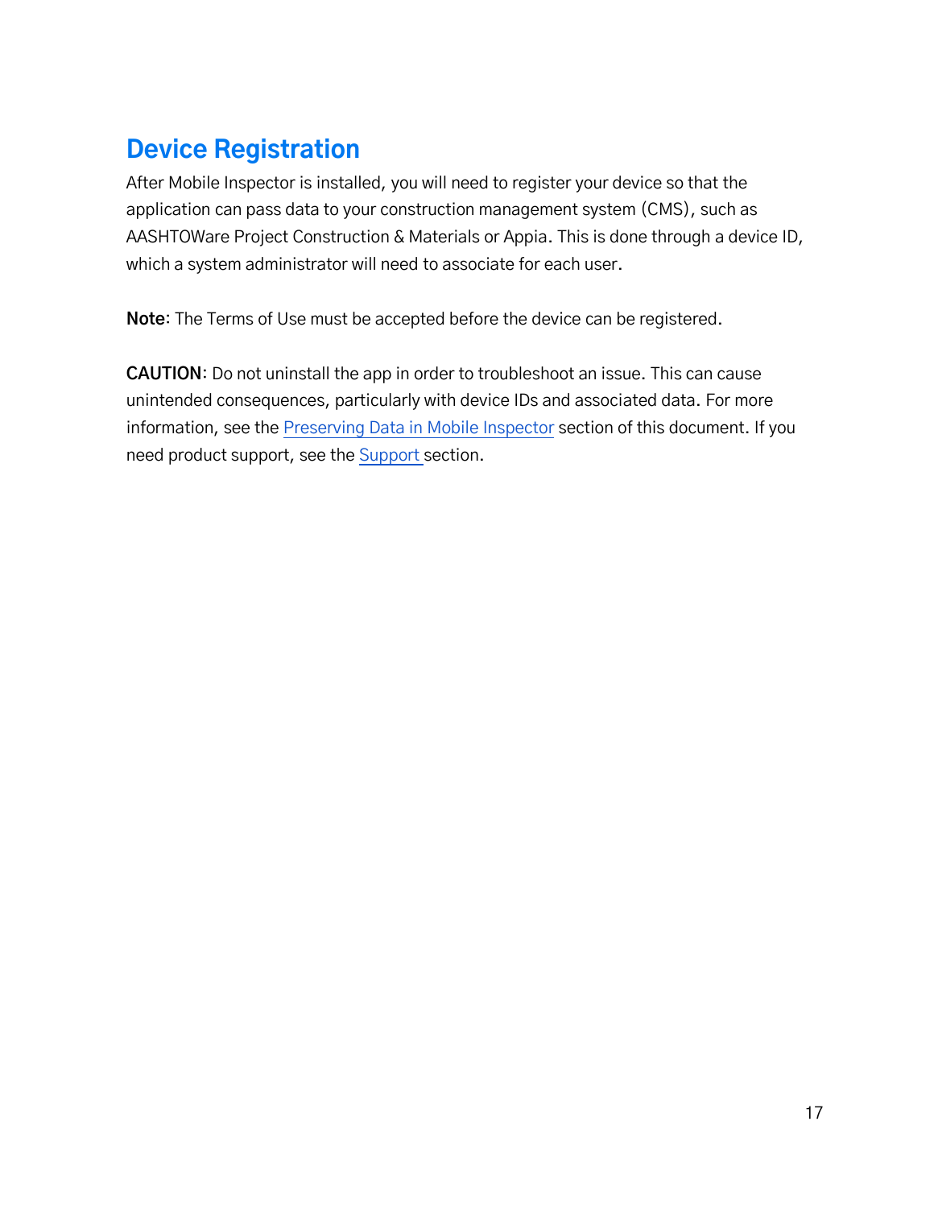# Device Registration

After Mobile Inspector is installed, you will need to register your device so that the application can pass data to your construction management system (CMS), such as AASHTOWare Project Construction & Materials or Appia. This is done through a device ID, which a system administrator will need to associate for each user.

**Note:** The Terms of Use must be accepted before the device can be registered.

**CAUTION**: Do not uninstall the app in order to troubleshoot an issue. This can cause unintended consequences, particularly with device IDs and associated data. For more information, see the Preserving Data in Mobile Inspector section of this document. If you need product support, see the Support section.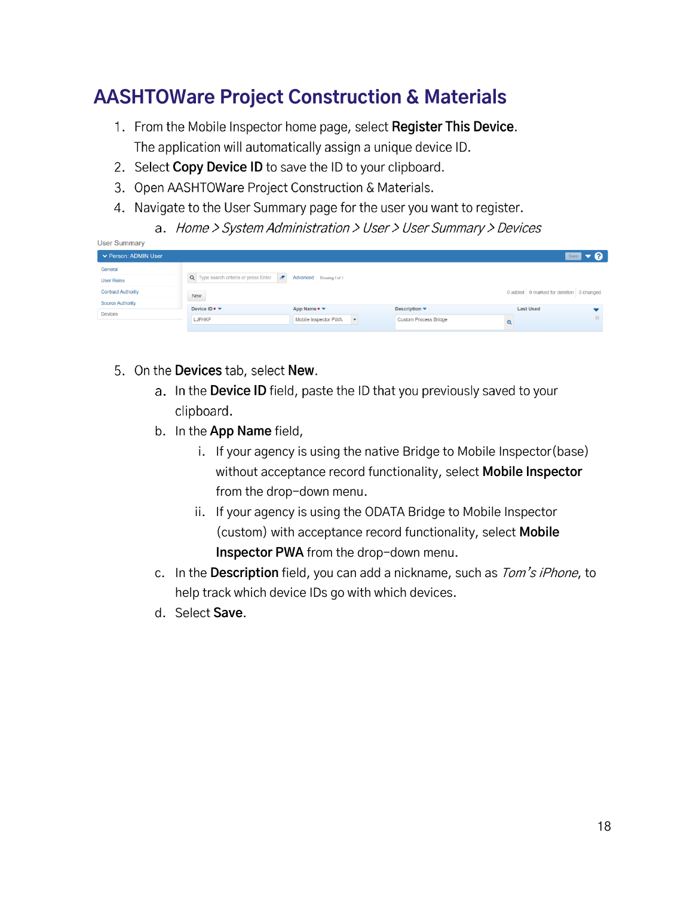# AASHTOWare Project Construction & Materials

1. From the Mobile Inspector home page, select **Register This Device**. The application will automatically assign a unique device ID.
2. Select **Copy Device ID** to save the ID to your clipboard.
3. Open AASHTOWare Project Construction & Materials.
4. Navigate to the User Summary page for the user you want to register.
    a. *Home > System Administration > User > User Summary > Devices*

5. On the **Devices** tab, select **New**.
    a. In the **Device ID** field, paste the ID that you previously saved to your clipboard.
    b. In the **App Name** field,
        i. If your agency is using the native Bridge to Mobile Inspector(base) without acceptance record functionality, select **Mobile Inspector** from the drop-down menu.
        ii. If your agency is using the ODATA Bridge to Mobile Inspector (custom) with acceptance record functionality, select **Mobile Inspector PWA** from the drop-down menu.
    c. In the **Description** field, you can add a nickname, such as *Tom's iPhone*, to help track which device IDs go with which devices.
    d. Select **Save**.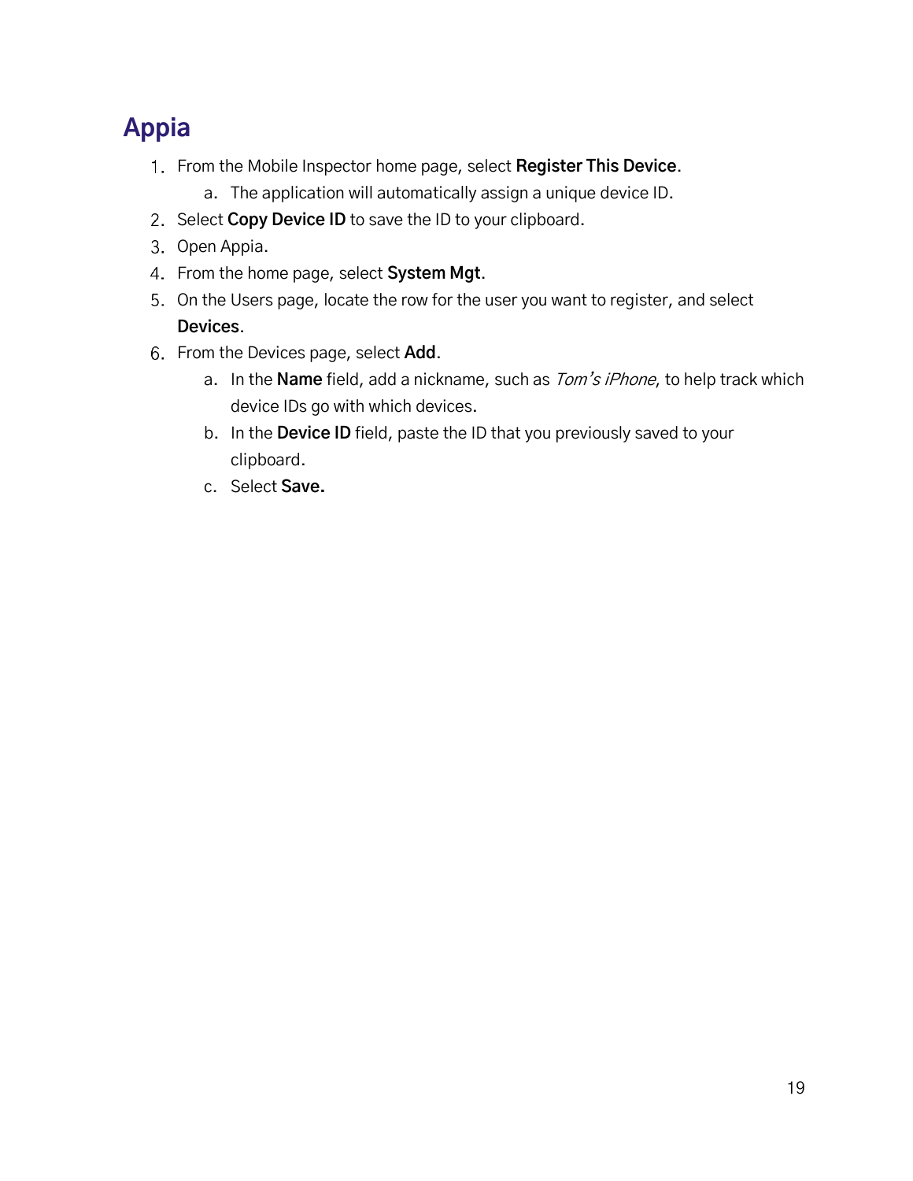# Appia

1. From the Mobile Inspector home page, select **Register This Device**.
   a. The application will automatically assign a unique device ID.
2. Select **Copy Device ID** to save the ID to your clipboard.
3. Open Appia.
4. From the home page, select **System Mgt**.
5. On the Users page, locate the row for the user you want to register, and select **Devices**.
6. From the Devices page, select **Add**.
   a. In the **Name** field, add a nickname, such as *Tom's iPhone*, to help track which device IDs go with which devices.
   b. In the **Device ID** field, paste the ID that you previously saved to your clipboard.
   c. Select **Save.**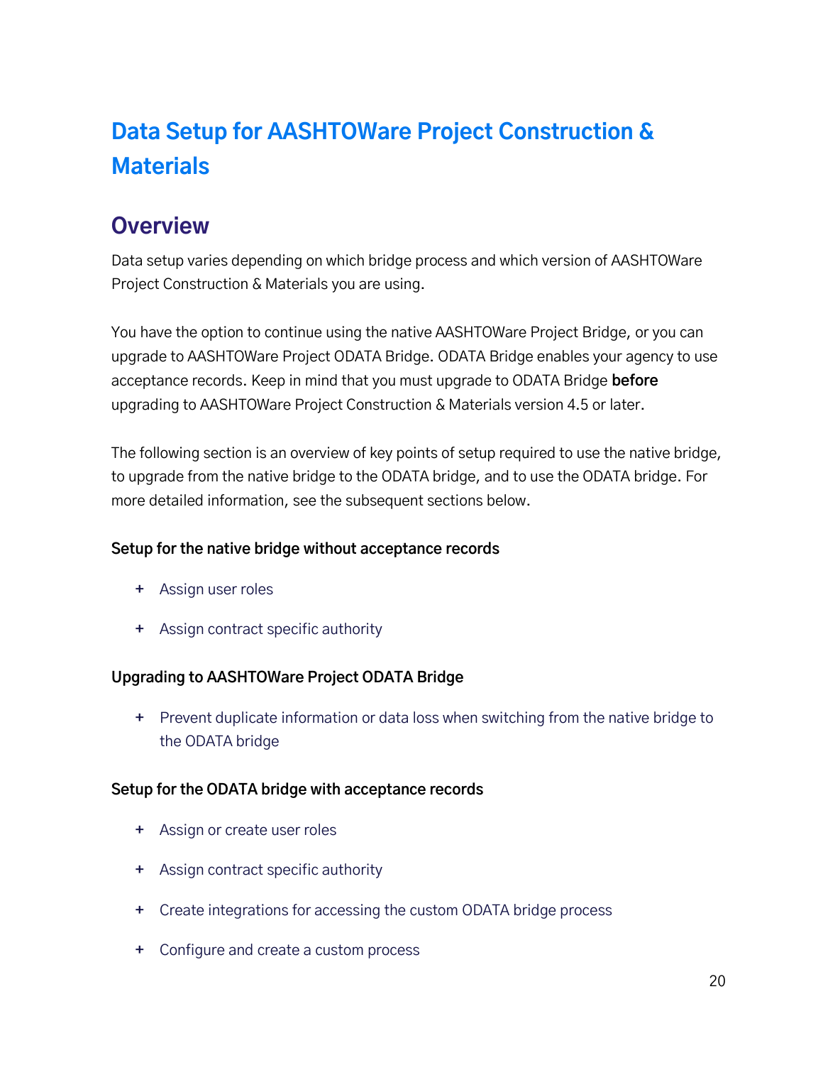# Data Setup for AASHTOWare Project Construction & Materials

## Overview

Data setup varies depending on which bridge process and which version of AASHTOWare Project Construction & Materials you are using.

You have the option to continue using the native AASHTOWare Project Bridge, or you can upgrade to AASHTOWare Project ODATA Bridge. ODATA Bridge enables your agency to use acceptance records. Keep in mind that you must upgrade to ODATA Bridge **before** upgrading to AASHTOWare Project Construction & Materials version 4.5 or later.

The following section is an overview of key points of setup required to use the native bridge, to upgrade from the native bridge to the ODATA bridge, and to use the ODATA bridge. For more detailed information, see the subsequent sections below.

#### Setup for the native bridge without acceptance records

- Assign user roles
- Assign contract specific authority

#### Upgrading to AASHTOWare Project ODATA Bridge

- Prevent duplicate information or data loss when switching from the native bridge to the ODATA bridge

#### Setup for the ODATA bridge with acceptance records

- Assign or create user roles
- Assign contract specific authority
- Create integrations for accessing the custom ODATA bridge process
- Configure and create a custom process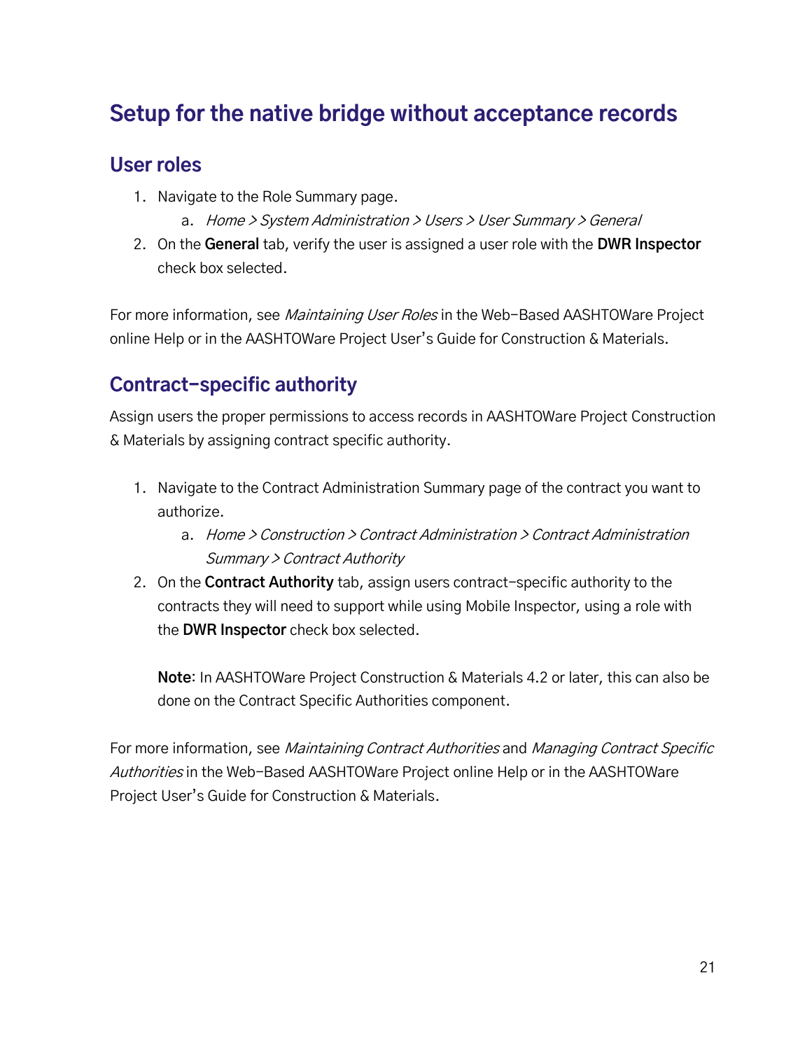# Setup for the native bridge without acceptance records

## User roles

1. Navigate to the Role Summary page.
    a. *Home > System Administration > Users > User Summary > General*
2. On the **General** tab, verify the user is assigned a user role with the **DWR Inspector** check box selected.

For more information, see *Maintaining User Roles* in the Web-Based AASHTOWare Project online Help or in the AASHTOWare Project User's Guide for Construction & Materials.

## Contract-specific authority

Assign users the proper permissions to access records in AASHTOWare Project Construction & Materials by assigning contract specific authority.

1. Navigate to the Contract Administration Summary page of the contract you want to authorize.
    a. *Home > Construction > Contract Administration > Contract Administration Summary > Contract Authority*
2. On the **Contract Authority** tab, assign users contract-specific authority to the contracts they will need to support while using Mobile Inspector, using a role with the **DWR Inspector** check box selected.

    **Note**: In AASHTOWare Project Construction & Materials 4.2 or later, this can also be done on the Contract Specific Authorities component.

For more information, see *Maintaining Contract Authorities* and *Managing Contract Specific Authorities* in the Web-Based AASHTOWare Project online Help or in the AASHTOWare Project User's Guide for Construction & Materials.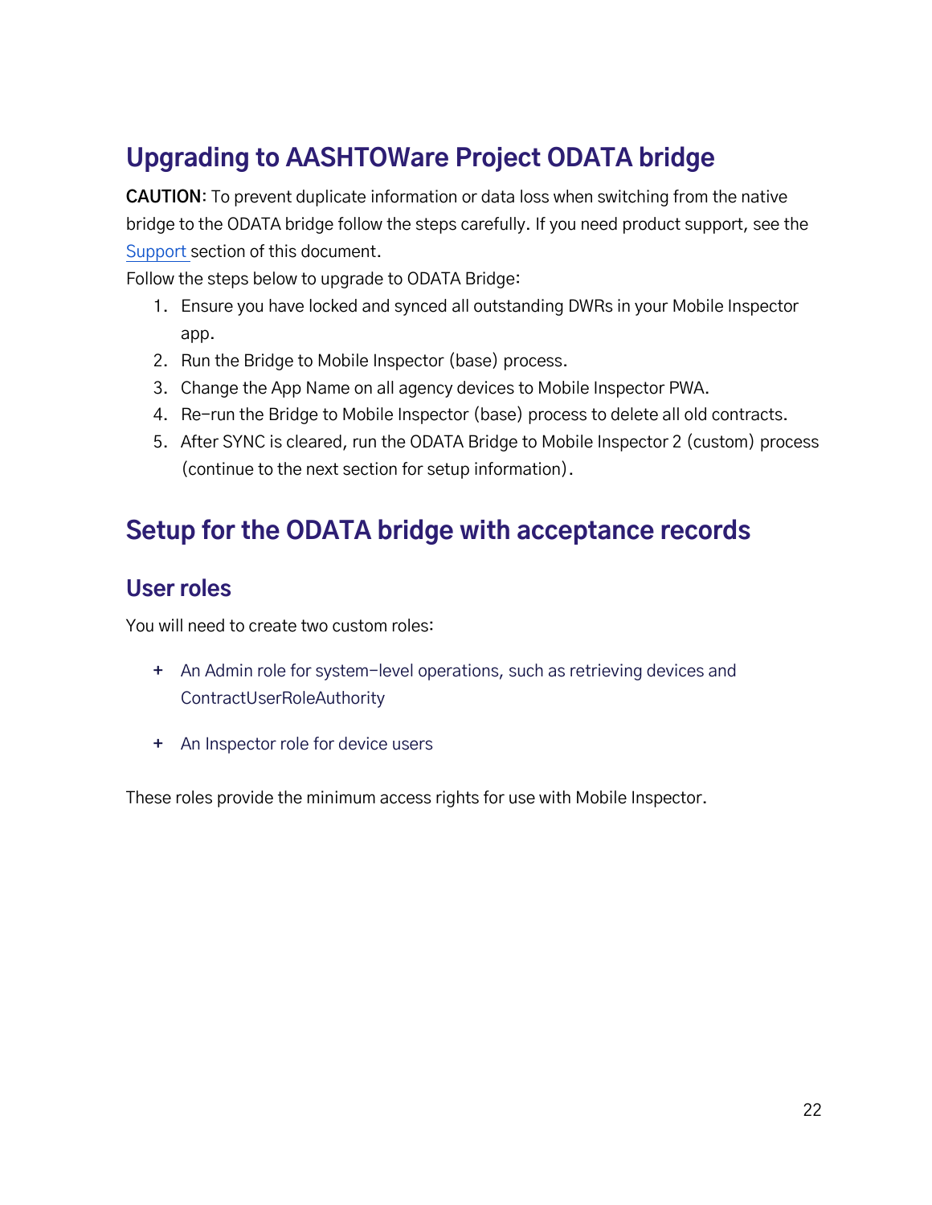# Upgrading to AASHTOWare Project ODATA bridge

**CAUTION**: To prevent duplicate information or data loss when switching from the native bridge to the ODATA bridge follow the steps carefully. If you need product support, see the [Support](#) section of this document.

Follow the steps below to upgrade to ODATA Bridge:

1. Ensure you have locked and synced all outstanding DWRs in your Mobile Inspector app.
2. Run the Bridge to Mobile Inspector (base) process.
3. Change the App Name on all agency devices to Mobile Inspector PWA.
4. Re-run the Bridge to Mobile Inspector (base) process to delete all old contracts.
5. After SYNC is cleared, run the ODATA Bridge to Mobile Inspector 2 (custom) process (continue to the next section for setup information).

# Setup for the ODATA bridge with acceptance records

## User roles

You will need to create two custom roles:

- An Admin role for system-level operations, such as retrieving devices and ContractUserRoleAuthority
- An Inspector role for device users

These roles provide the minimum access rights for use with Mobile Inspector.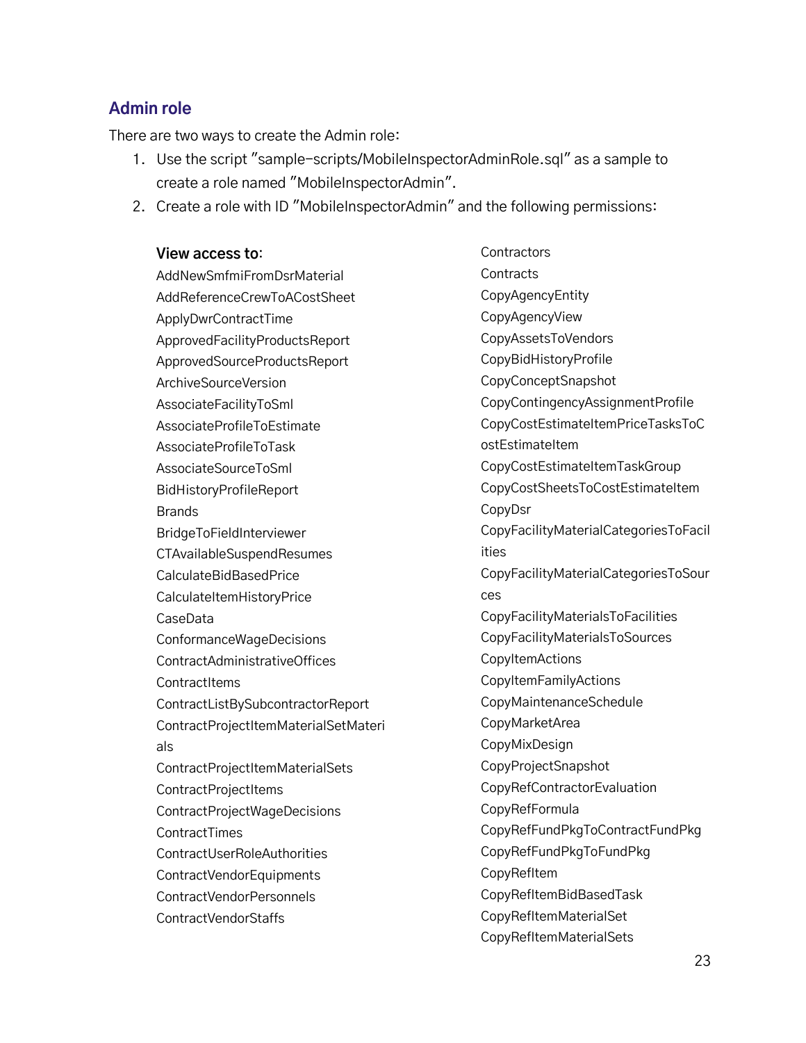## Admin role

There are two ways to create the Admin role:

1. Use the script ”sample-scripts/MobileInspectorAdminRole.sql” as a sample to create a role named ”MobileInspectorAdmin”.
2. Create a role with ID ”MobileInspectorAdmin” and the following permissions:

**View access to:**

AddNewSmfmiFromDsrMaterial
AddReferenceCrewToACostSheet
ApplyDwrContractTime
ApprovedFacilityProductsReport
ApprovedSourceProductsReport
ArchiveSourceVersion
AssociateFacilityToSml
AssociateProfileToEstimate
AssociateProfileToTask
AssociateSourceToSml
BidHistoryProfileReport
Brands
BridgeToFieldInterviewer
CTAvailableSuspendResumes
CalculateBidBasedPrice
CalculateItemHistoryPrice
CaseData
ConformanceWageDecisions
ContractAdministrativeOffices
ContractItems
ContractListBySubcontractorReport
ContractProjectItemMaterialSetMaterials
ContractProjectItemMaterialSets
ContractProjectItems
ContractProjectWageDecisions
ContractTimes
ContractUserRoleAuthorities
ContractVendorEquipments
ContractVendorPersonnels
ContractVendorStaffs
Contractors
Contracts
CopyAgencyEntity
CopyAgencyView
CopyAssetsToVendors
CopyBidHistoryProfile
CopyConceptSnapshot
CopyContingencyAssignmentProfile
CopyCostEstimateItemPriceTasksToCostEstimateItem
CopyCostEstimateItemTaskGroup
CopyCostSheetsToCostEstimateItem
CopyDsr
CopyFacilityMaterialCategoriesToFacilities
CopyFacilityMaterialCategoriesToSources
CopyFacilityMaterialsToFacilities
CopyFacilityMaterialsToSources
CopyItemActions
CopyItemFamilyActions
CopyMaintenanceSchedule
CopyMarketArea
CopyMixDesign
CopyProjectSnapshot
CopyRefContractorEvaluation
CopyRefFormula
CopyRefFundPkgToContractFundPkg
CopyRefFundPkgToFundPkg
CopyRefItem
CopyRefItemBidBasedTask
CopyRefItemMaterialSet
CopyRefItemMaterialSets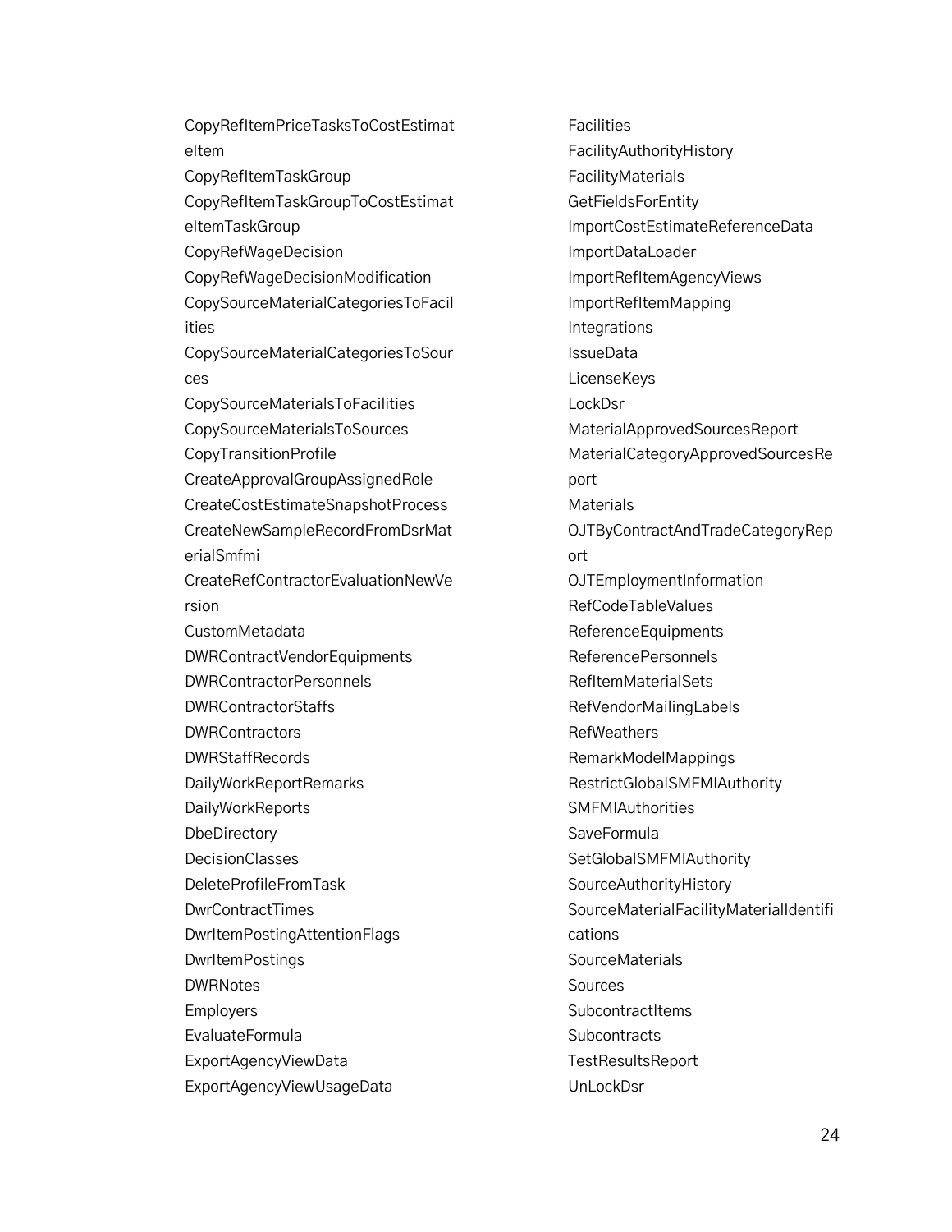CopyRefItemPriceTasksToCostEstimateItem
CopyRefItemTaskGroup
CopyRefItemTaskGroupToCostEstimateItemTaskGroup
CopyRefWageDecision
CopyRefWageDecisionModification
CopySourceMaterialCategoriesToFacilities
CopySourceMaterialCategoriesToSources
CopySourceMaterialsToFacilities
CopySourceMaterialsToSources
CopyTransitionProfile
CreateApprovalGroupAssignedRole
CreateCostEstimateSnapshotProcess
CreateNewSampleRecordFromDsrMaterialSmfmi
CreateRefContractorEvaluationNewVersion
CustomMetadata
DWRContractVendorEquipments
DWRContractorPersonnels
DWRContractorStaffs
DWRContractors
DWRStaffRecords
DailyWorkReportRemarks
DailyWorkReports
DbeDirectory
DecisionClasses
DeleteProfileFromTask
DwrContractTimes
DwrItemPostingAttentionFlags
DwrItemPostings
DWRNotes
Employers
EvaluateFormula
ExportAgencyViewData
ExportAgencyViewUsageData
Facilities
FacilityAuthorityHistory
FacilityMaterials
GetFieldsForEntity
ImportCostEstimateReferenceData
ImportDataLoader
ImportRefItemAgencyViews
ImportRefItemMapping
Integrations
IssueData
LicenseKeys
LockDsr
MaterialApprovedSourcesReport
MaterialCategoryApprovedSourcesReport
Materials
OJTByContractAndTradeCategoryReport
OJTEmploymentInformation
RefCodeTableValues
ReferenceEquipments
ReferencePersonnels
RefItemMaterialSets
RefVendorMailingLabels
RefWeathers
RemarkModelMappings
RestrictGlobalSMFMIAuthority
SMFMIAuthorities
SaveFormula
SetGlobalSMFMIAuthority
SourceAuthorityHistory
SourceMaterialFacilityMaterialIdentifications
SourceMaterials
Sources
SubcontractItems
Subcontracts
TestResultsReport
UnLockDsr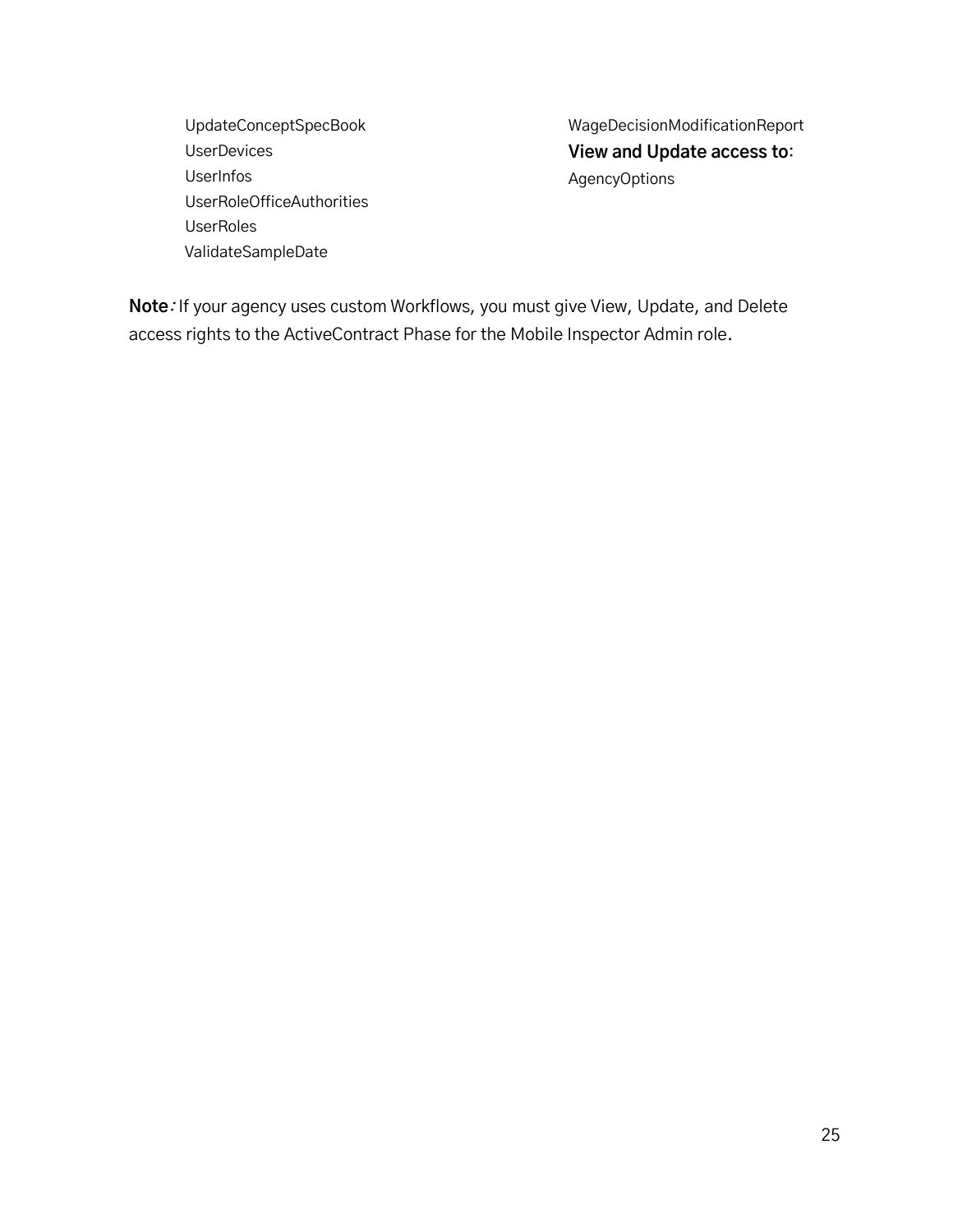UpdateConceptSpecBook
UserDevices
UserInfos
UserRoleOfficeAuthorities
UserRoles
ValidateSampleDate

WageDecisionModificationReport

**View and Update access to:**

AgencyOptions

**Note**: If your agency uses custom Workflows, you must give View, Update, and Delete access rights to the ActiveContract Phase for the Mobile Inspector Admin role.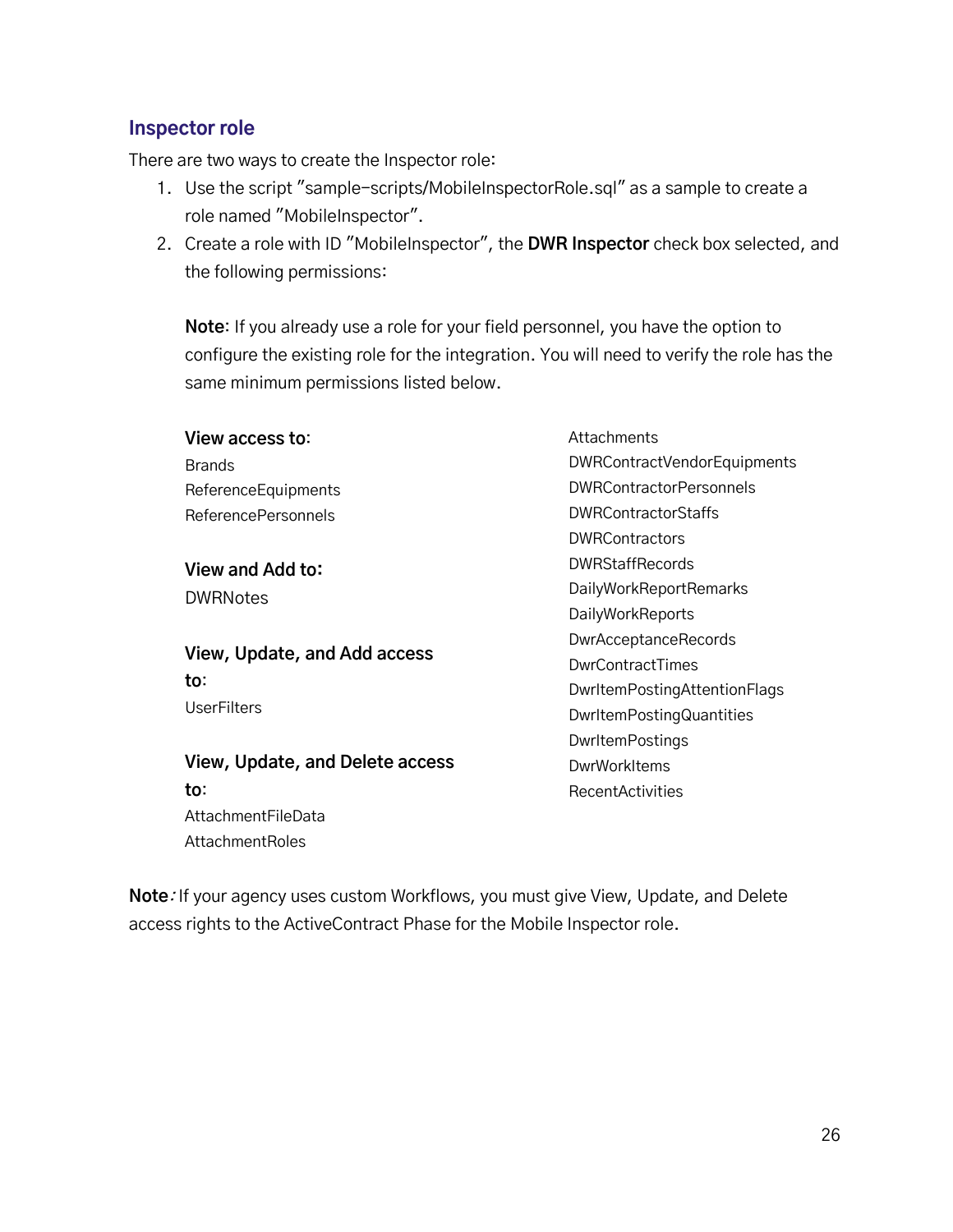## Inspector role

There are two ways to create the Inspector role:

1. Use the script "sample-scripts/MobileInspectorRole.sql" as a sample to create a role named "MobileInspector".
2. Create a role with ID "MobileInspector", the **DWR Inspector** check box selected, and the following permissions:

   **Note**: If you already use a role for your field personnel, you have the option to configure the existing role for the integration. You will need to verify the role has the same minimum permissions listed below.

   **View access to**:
   Brands
   ReferenceEquipments
   ReferencePersonnels

   **View and Add to:**
   DWRNotes

   **View, Update, and Add access to**:
   UserFilters

   **View, Update, and Delete access to**:
   AttachmentFileData
   AttachmentRoles
   Attachments
   DWRContractVendorEquipments
   DWRContractorPersonnels
   DWRContractorStaffs
   DWRContractors
   DWRStaffRecords
   DailyWorkReportRemarks
   DailyWorkReports
   DwrAcceptanceRecords
   DwrContractTimes
   DwrItemPostingAttentionFlags
   DwrItemPostingQuantities
   DwrItemPostings
   DwrWorkItems
   RecentActivities

**Note**: If your agency uses custom Workflows, you must give View, Update, and Delete access rights to the ActiveContract Phase for the Mobile Inspector role.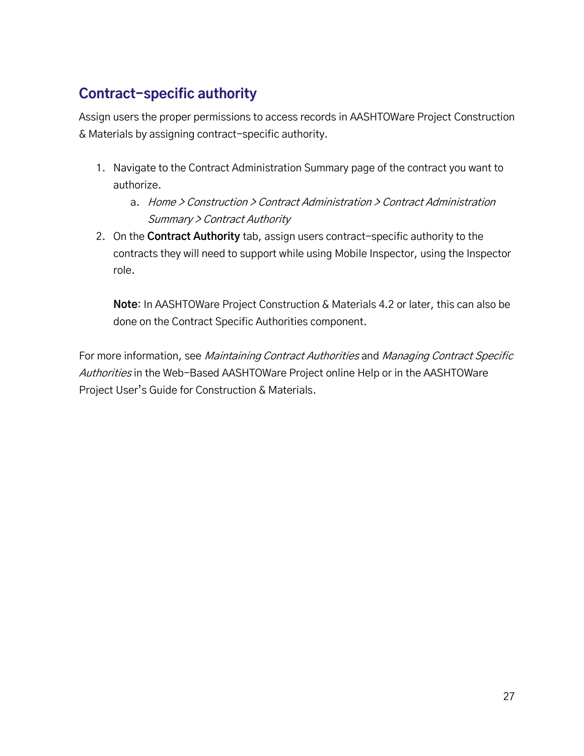## Contract-specific authority

Assign users the proper permissions to access records in AASHTOWare Project Construction & Materials by assigning contract-specific authority.

1. Navigate to the Contract Administration Summary page of the contract you want to authorize.
    a. *Home > Construction > Contract Administration > Contract Administration Summary > Contract Authority*
2. On the **Contract Authority** tab, assign users contract-specific authority to the contracts they will need to support while using Mobile Inspector, using the Inspector role.

    **Note**: In AASHTOWare Project Construction & Materials 4.2 or later, this can also be done on the Contract Specific Authorities component.

For more information, see *Maintaining Contract Authorities* and *Managing Contract Specific Authorities* in the Web-Based AASHTOWare Project online Help or in the AASHTOWare Project User's Guide for Construction & Materials.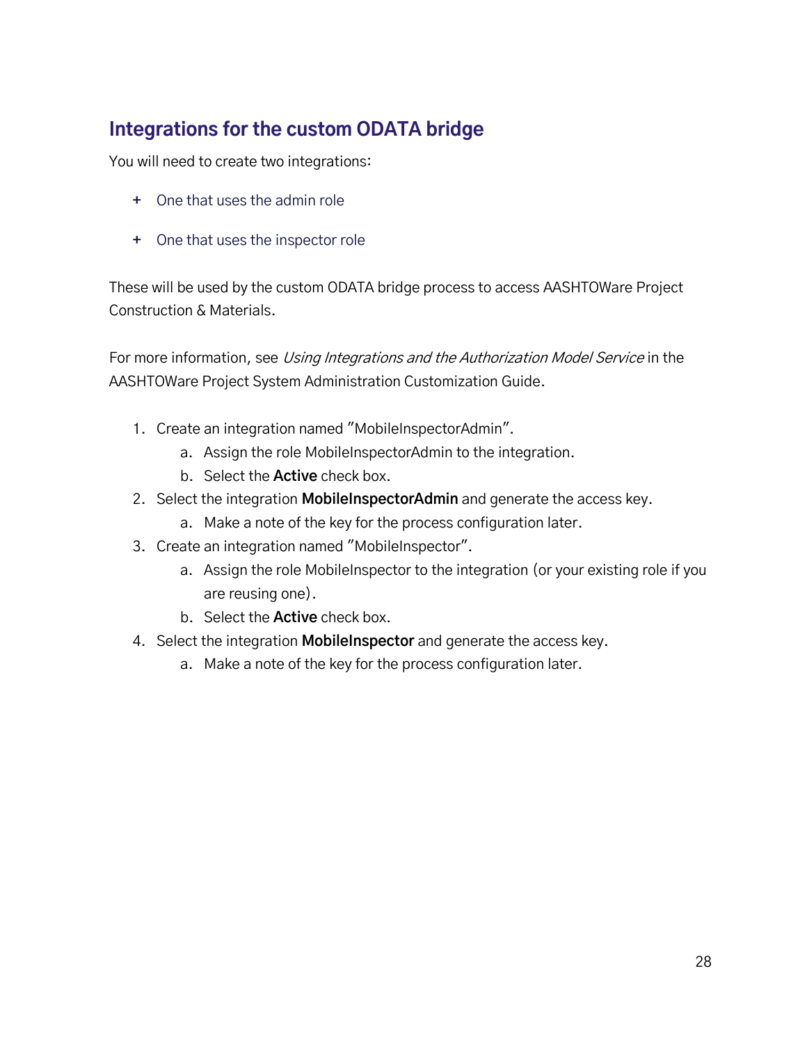## Integrations for the custom ODATA bridge

You will need to create two integrations:

+ One that uses the admin role
+ One that uses the inspector role

These will be used by the custom ODATA bridge process to access AASHTOWare Project Construction & Materials.

For more information, see *Using Integrations and the Authorization Model Service* in the AASHTOWare Project System Administration Customization Guide.

1. Create an integration named "MobileInspectorAdmin".
   a. Assign the role MobileInspectorAdmin to the integration.
   b. Select the **Active** check box.
2. Select the integration **MobileInspectorAdmin** and generate the access key.
   a. Make a note of the key for the process configuration later.
3. Create an integration named "MobileInspector".
   a. Assign the role MobileInspector to the integration (or your existing role if you are reusing one).
   b. Select the **Active** check box.
4. Select the integration **MobileInspector** and generate the access key.
   a. Make a note of the key for the process configuration later.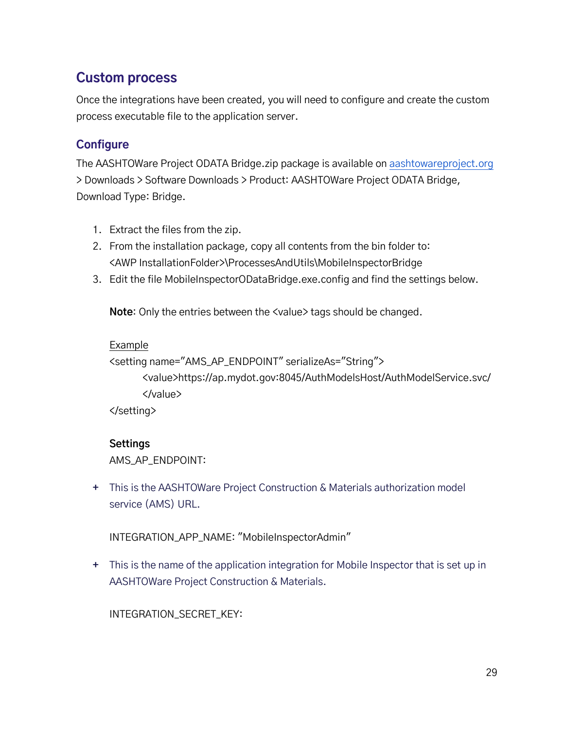## Custom process

Once the integrations have been created, you will need to configure and create the custom process executable file to the application server.

### Configure

The AASHTOWare Project ODATA Bridge.zip package is available on [aashtowareproject.org](aashtowareproject.org) > Downloads > Software Downloads > Product: AASHTOWare Project ODATA Bridge, Download Type: Bridge.

1. Extract the files from the zip.
2. From the installation package, copy all contents from the bin folder to: <AWP InstallationFolder>\ProcessesAndUtils\MobileInspectorBridge
3. Edit the file MobileInspectorODataBridge.exe.config and find the settings below.

   **Note**: Only the entries between the <value> tags should be changed.

   Example

   ```
   <setting name="AMS_AP_ENDPOINT" serializeAs="String">
           <value>https://ap.mydot.gov:8045/AuthModelsHost/AuthModelService.svc/
           </value>
   </setting>
   ```

   **Settings**

   AMS_AP_ENDPOINT:

+ This is the AASHTOWare Project Construction & Materials authorization model service (AMS) URL.

   INTEGRATION_APP_NAME: "MobileInspectorAdmin"

+ This is the name of the application integration for Mobile Inspector that is set up in AASHTOWare Project Construction & Materials.

   INTEGRATION_SECRET_KEY: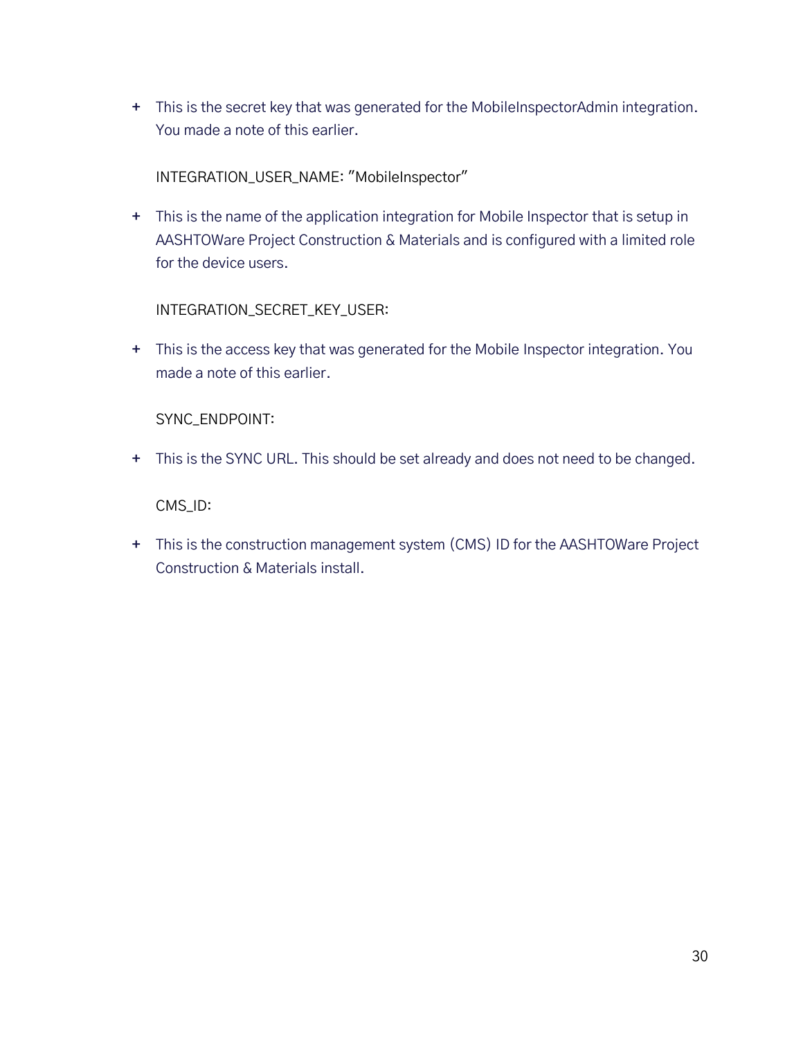- This is the secret key that was generated for the MobileInspectorAdmin integration. You made a note of this earlier.

  INTEGRATION_USER_NAME: "MobileInspector"

- This is the name of the application integration for Mobile Inspector that is setup in AASHTOWare Project Construction & Materials and is configured with a limited role for the device users.

  INTEGRATION_SECRET_KEY_USER:

- This is the access key that was generated for the Mobile Inspector integration. You made a note of this earlier.

  SYNC_ENDPOINT:

- This is the SYNC URL. This should be set already and does not need to be changed.

  CMS_ID:

- This is the construction management system (CMS) ID for the AASHTOWare Project Construction & Materials install.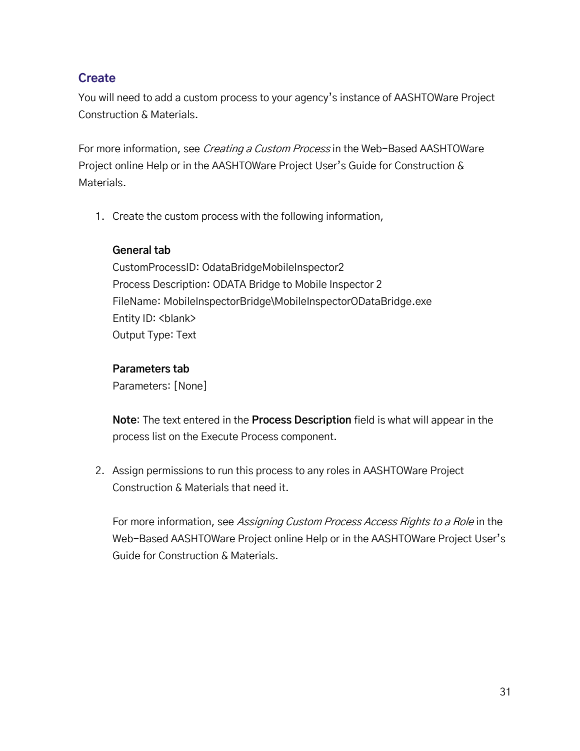## Create

You will need to add a custom process to your agency's instance of AASHTOWare Project Construction & Materials.

For more information, see *Creating a Custom Process* in the Web-Based AASHTOWare Project online Help or in the AASHTOWare Project User's Guide for Construction & Materials.

1. Create the custom process with the following information,

   **General tab**
   CustomProcessID: OdataBridgeMobileInspector2
   Process Description: ODATA Bridge to Mobile Inspector 2
   FileName: MobileInspectorBridge\MobileInspectorODataBridge.exe
   Entity ID: <blank>
   Output Type: Text

   **Parameters tab**
   Parameters: [None]

   **Note**: The text entered in the **Process Description** field is what will appear in the process list on the Execute Process component.

2. Assign permissions to run this process to any roles in AASHTOWare Project Construction & Materials that need it.

   For more information, see *Assigning Custom Process Access Rights to a Role* in the Web-Based AASHTOWare Project online Help or in the AASHTOWare Project User's Guide for Construction & Materials.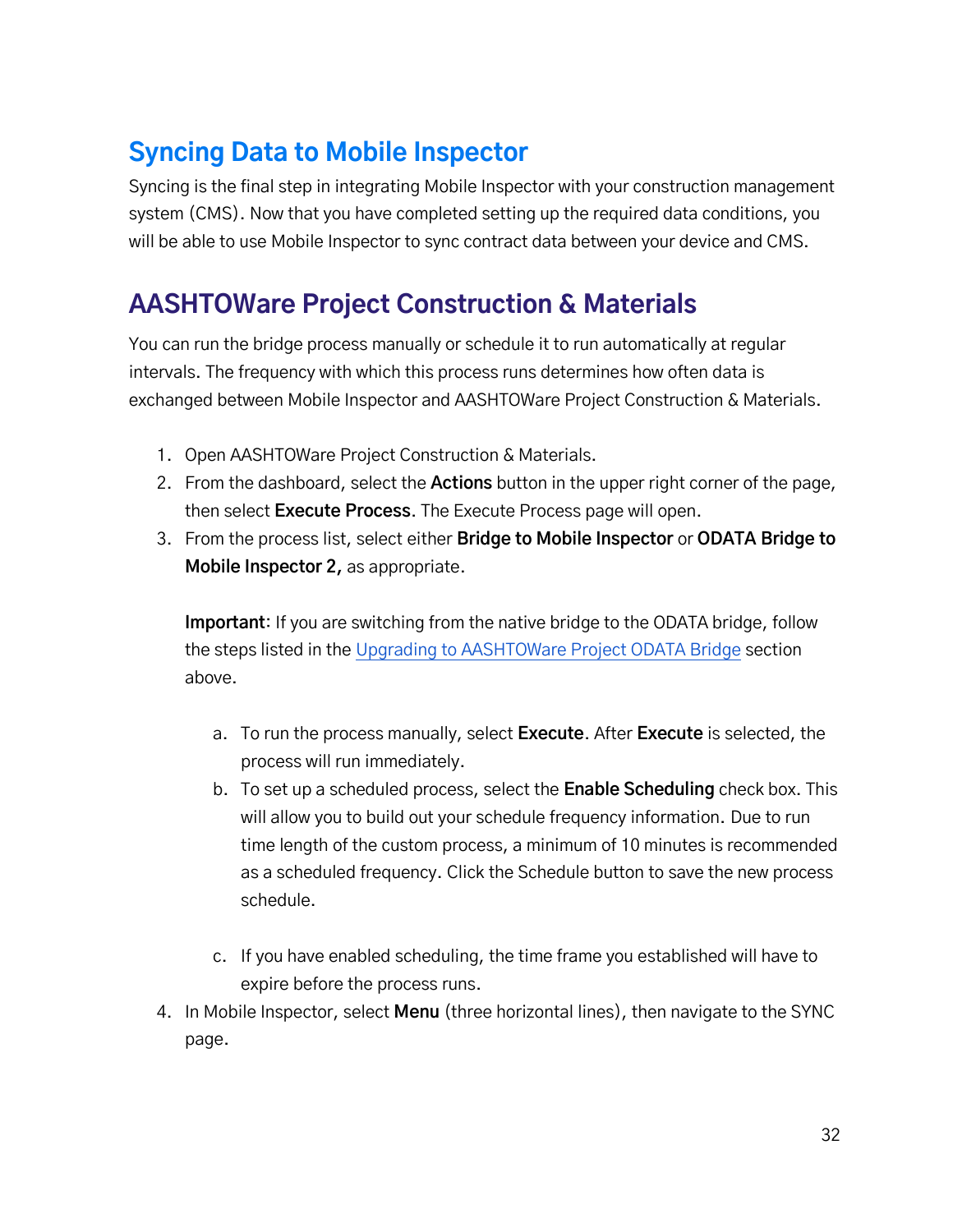# Syncing Data to Mobile Inspector

Syncing is the final step in integrating Mobile Inspector with your construction management system (CMS). Now that you have completed setting up the required data conditions, you will be able to use Mobile Inspector to sync contract data between your device and CMS.

# AASHTOWare Project Construction & Materials

You can run the bridge process manually or schedule it to run automatically at regular intervals. The frequency with which this process runs determines how often data is exchanged between Mobile Inspector and AASHTOWare Project Construction & Materials.

1. Open AASHTOWare Project Construction & Materials.
2. From the dashboard, select the **Actions** button in the upper right corner of the page, then select **Execute Process**. The Execute Process page will open.
3. From the process list, select either **Bridge to Mobile Inspector** or **ODATA Bridge to Mobile Inspector 2,** as appropriate.

   **Important**: If you are switching from the native bridge to the ODATA bridge, follow the steps listed in the Upgrading to AASHTOWare Project ODATA Bridge section above.

   a. To run the process manually, select **Execute**. After **Execute** is selected, the process will run immediately.
   b. To set up a scheduled process, select the **Enable Scheduling** check box. This will allow you to build out your schedule frequency information. Due to run time length of the custom process, a minimum of 10 minutes is recommended as a scheduled frequency. Click the Schedule button to save the new process schedule.
   c. If you have enabled scheduling, the time frame you established will have to expire before the process runs.
4. In Mobile Inspector, select **Menu** (three horizontal lines), then navigate to the SYNC page.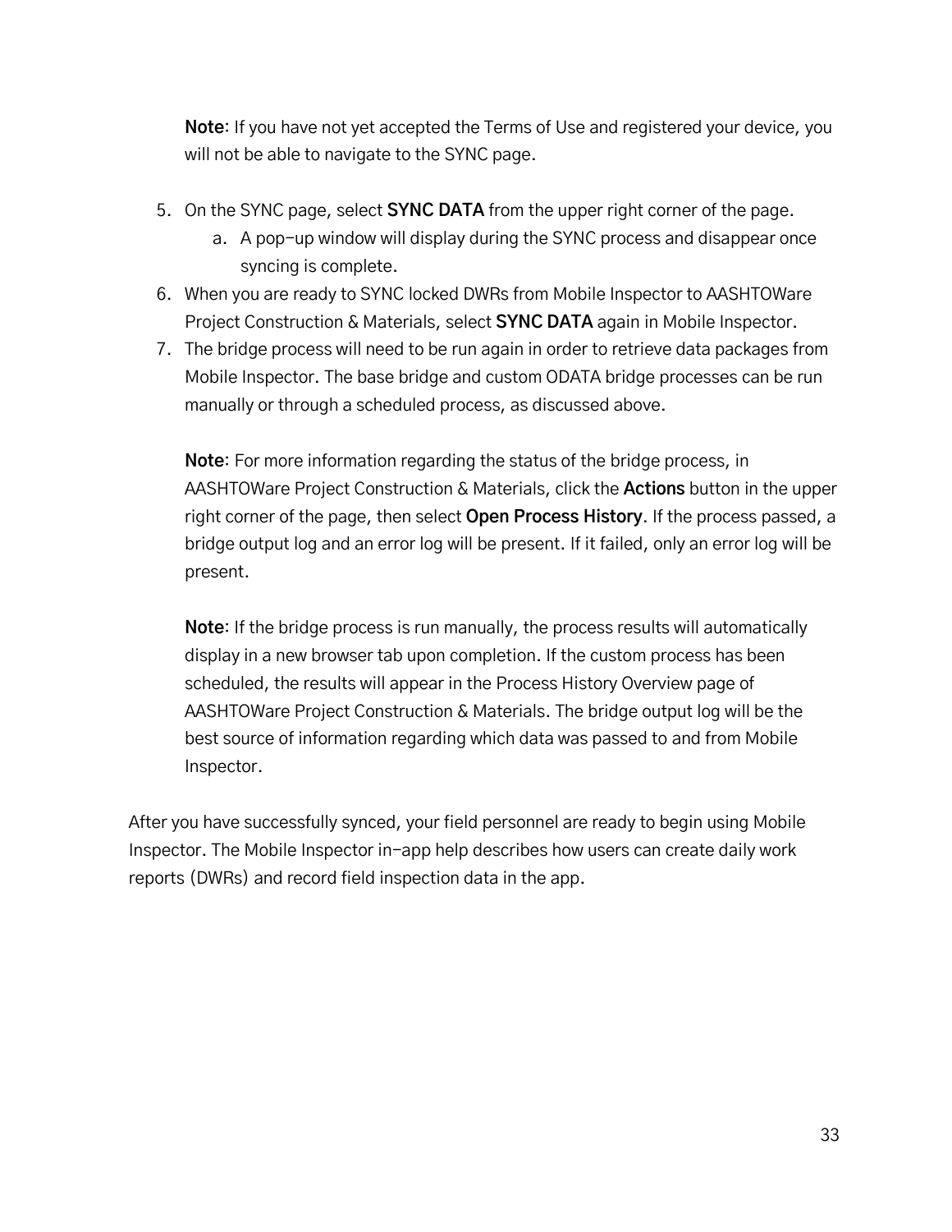**Note**: If you have not yet accepted the Terms of Use and registered your device, you will not be able to navigate to the SYNC page.

5. On the SYNC page, select **SYNC DATA** from the upper right corner of the page.
    a. A pop-up window will display during the SYNC process and disappear once syncing is complete.
6. When you are ready to SYNC locked DWRs from Mobile Inspector to AASHTOWare Project Construction & Materials, select **SYNC DATA** again in Mobile Inspector.
7. The bridge process will need to be run again in order to retrieve data packages from Mobile Inspector. The base bridge and custom ODATA bridge processes can be run manually or through a scheduled process, as discussed above.

    **Note**: For more information regarding the status of the bridge process, in AASHTOWare Project Construction & Materials, click the **Actions** button in the upper right corner of the page, then select **Open Process History**. If the process passed, a bridge output log and an error log will be present. If it failed, only an error log will be present.

    **Note**: If the bridge process is run manually, the process results will automatically display in a new browser tab upon completion. If the custom process has been scheduled, the results will appear in the Process History Overview page of AASHTOWare Project Construction & Materials. The bridge output log will be the best source of information regarding which data was passed to and from Mobile Inspector.

After you have successfully synced, your field personnel are ready to begin using Mobile Inspector. The Mobile Inspector in-app help describes how users can create daily work reports (DWRs) and record field inspection data in the app.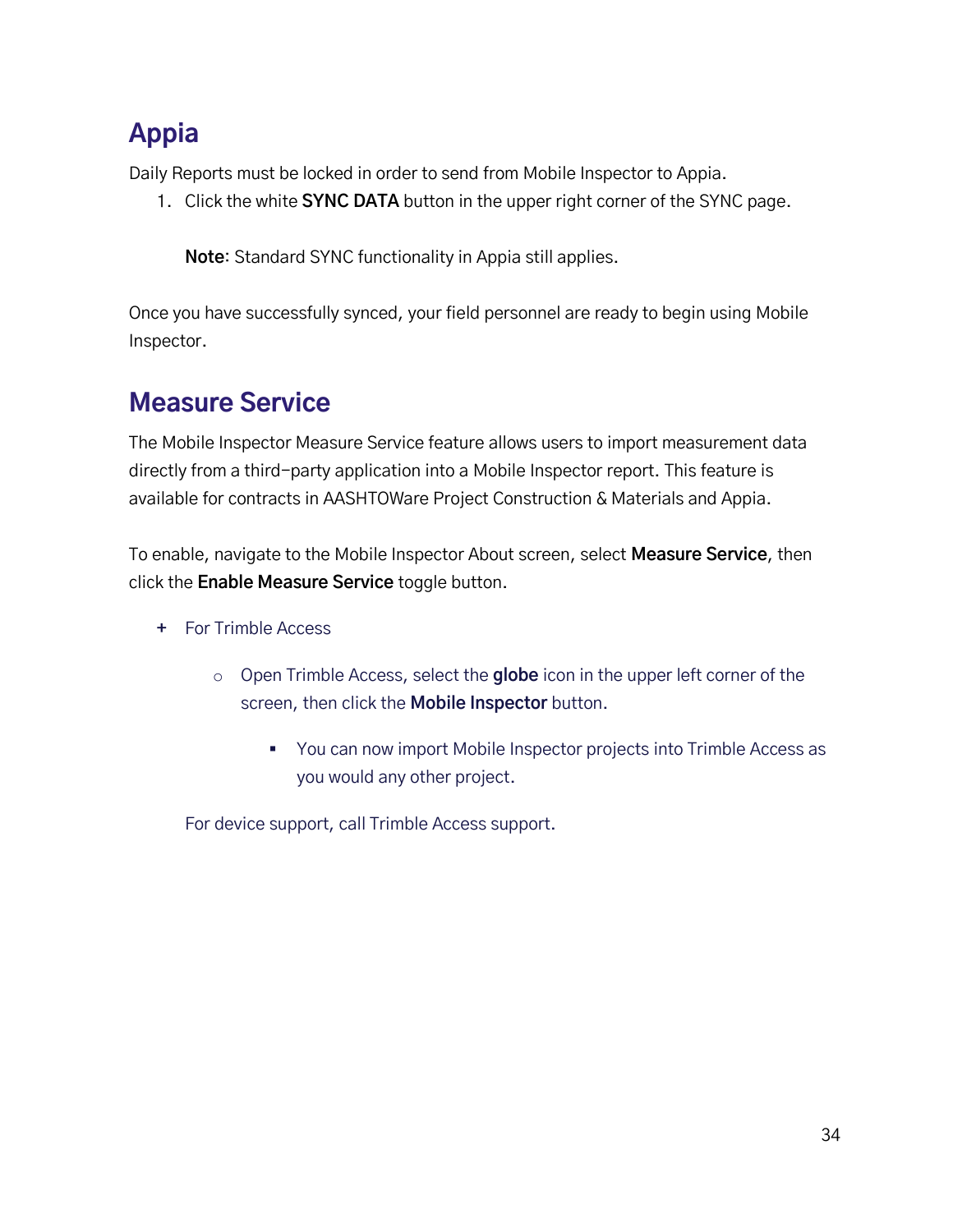## Appia

Daily Reports must be locked in order to send from Mobile Inspector to Appia.

1. Click the white **SYNC DATA** button in the upper right corner of the SYNC page.

   **Note**: Standard SYNC functionality in Appia still applies.

Once you have successfully synced, your field personnel are ready to begin using Mobile Inspector.

## Measure Service

The Mobile Inspector Measure Service feature allows users to import measurement data directly from a third-party application into a Mobile Inspector report. This feature is available for contracts in AASHTOWare Project Construction & Materials and Appia.

To enable, navigate to the Mobile Inspector About screen, select **Measure Service**, then click the **Enable Measure Service** toggle button.

+ For Trimble Access
    - Open Trimble Access, select the **globe** icon in the upper left corner of the screen, then click the **Mobile Inspector** button.
        - You can now import Mobile Inspector projects into Trimble Access as you would any other project.

For device support, call Trimble Access support.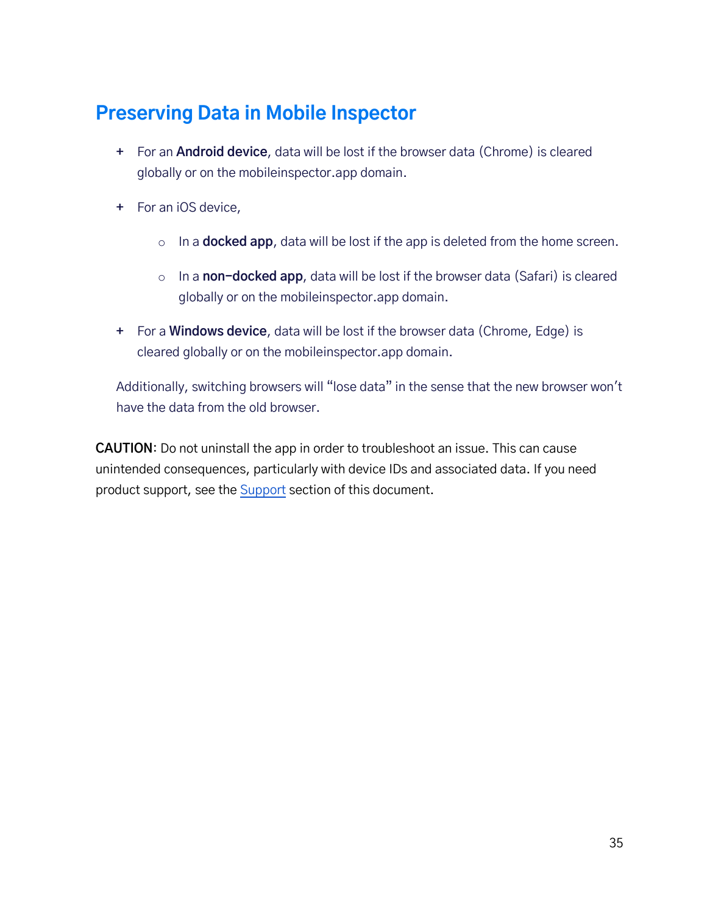## Preserving Data in Mobile Inspector

- For an **Android device**, data will be lost if the browser data (Chrome) is cleared globally or on the mobileinspector.app domain.
- For an iOS device,
    - In a **docked app**, data will be lost if the app is deleted from the home screen.
    - In a **non-docked app**, data will be lost if the browser data (Safari) is cleared globally or on the mobileinspector.app domain.
- For a **Windows device**, data will be lost if the browser data (Chrome, Edge) is cleared globally or on the mobileinspector.app domain.

Additionally, switching browsers will "lose data" in the sense that the new browser won't have the data from the old browser.

**CAUTION**: Do not uninstall the app in order to troubleshoot an issue. This can cause unintended consequences, particularly with device IDs and associated data. If you need product support, see the Support section of this document.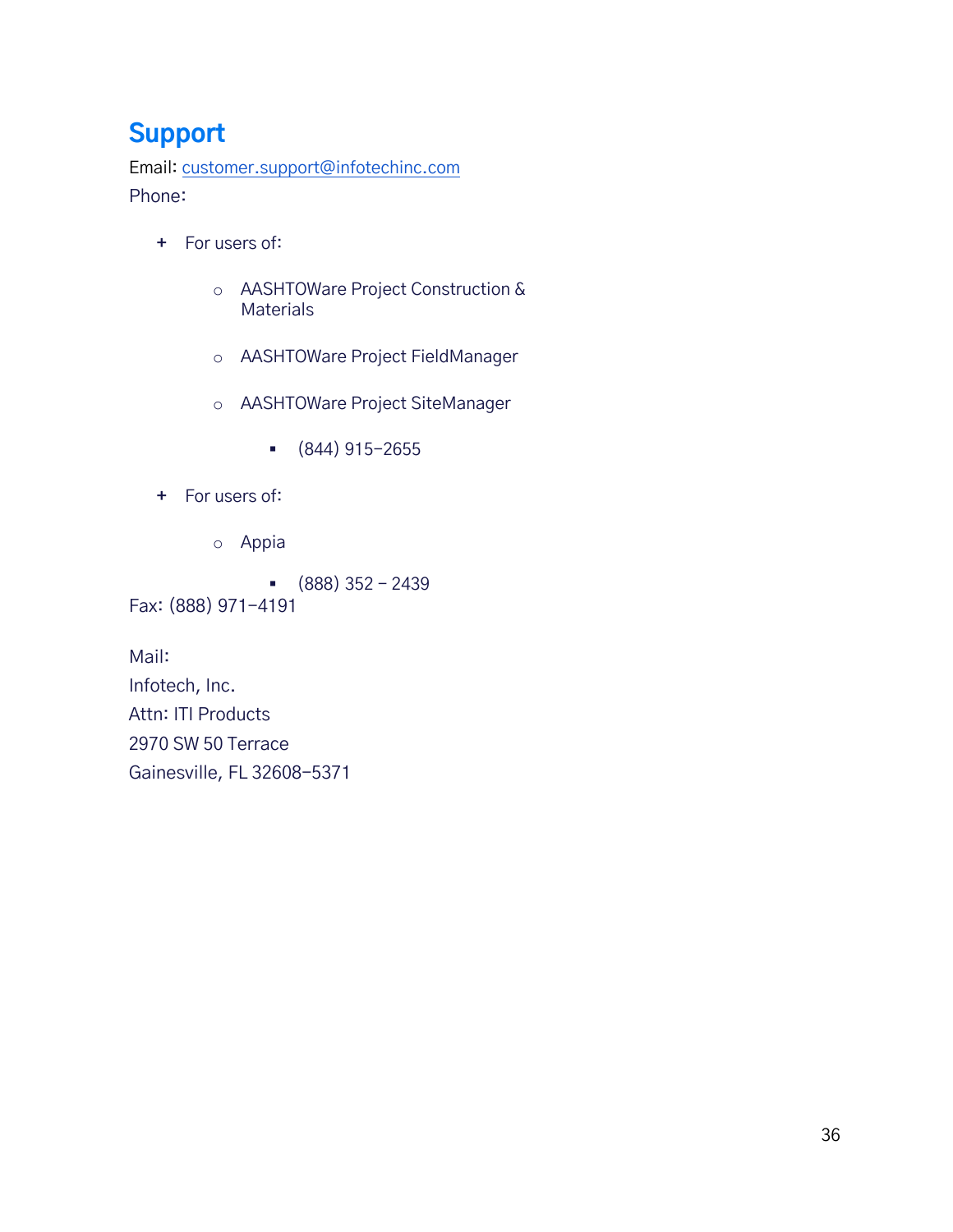# Support

Email: customer.support@infotechinc.com

Phone:

+ For users of:
  - AASHTOWare Project Construction & Materials
  - AASHTOWare Project FieldManager
  - AASHTOWare Project SiteManager
    - (844) 915-2655
+ For users of:
  - Appia
    - (888) 352 – 2439

Fax: (888) 971-4191

Mail:

Infotech, Inc.

Attn: ITI Products

2970 SW 50 Terrace

Gainesville, FL 32608-5371